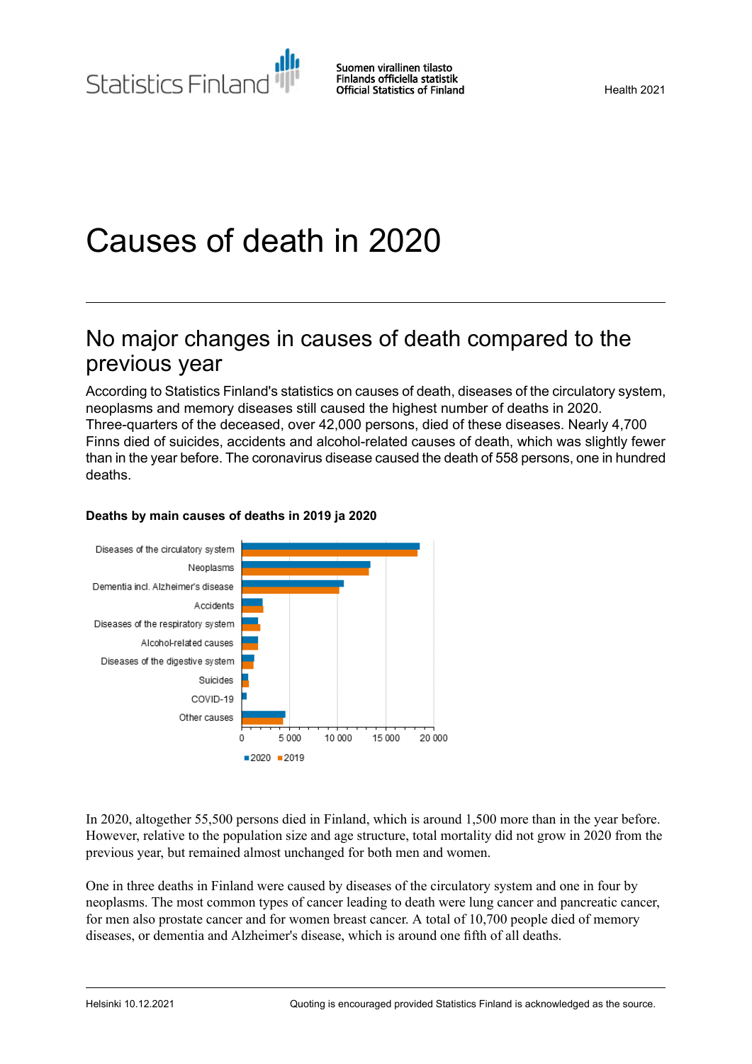Statistics Finland

Suomen virallinen tilasto
Finlands officiella statistik
Official Statistics of Finland

Health 2021

# Causes of death in 2020

## No major changes in causes of death compared to the previous year

According to Statistics Finland's statistics on causes of death, diseases of the circulatory system, neoplasms and memory diseases still caused the highest number of deaths in 2020. Three-quarters of the deceased, over 42,000 persons, died of these diseases. Nearly 4,700 Finns died of suicides, accidents and alcohol-related causes of death, which was slightly fewer than in the year before. The coronavirus disease caused the death of 558 persons, one in hundred deaths.

**Deaths by main causes of deaths in 2019 ja 2020**

In 2020, altogether 55,500 persons died in Finland, which is around 1,500 more than in the year before. However, relative to the population size and age structure, total mortality did not grow in 2020 from the previous year, but remained almost unchanged for both men and women.

One in three deaths in Finland were caused by diseases of the circulatory system and one in four by neoplasms. The most common types of cancer leading to death were lung cancer and pancreatic cancer, for men also prostate cancer and for women breast cancer. A total of 10,700 people died of memory diseases, or dementia and Alzheimer's disease, which is around one fifth of all deaths.

Helsinki 10.12.2021

Quoting is encouraged provided Statistics Finland is acknowledged as the source.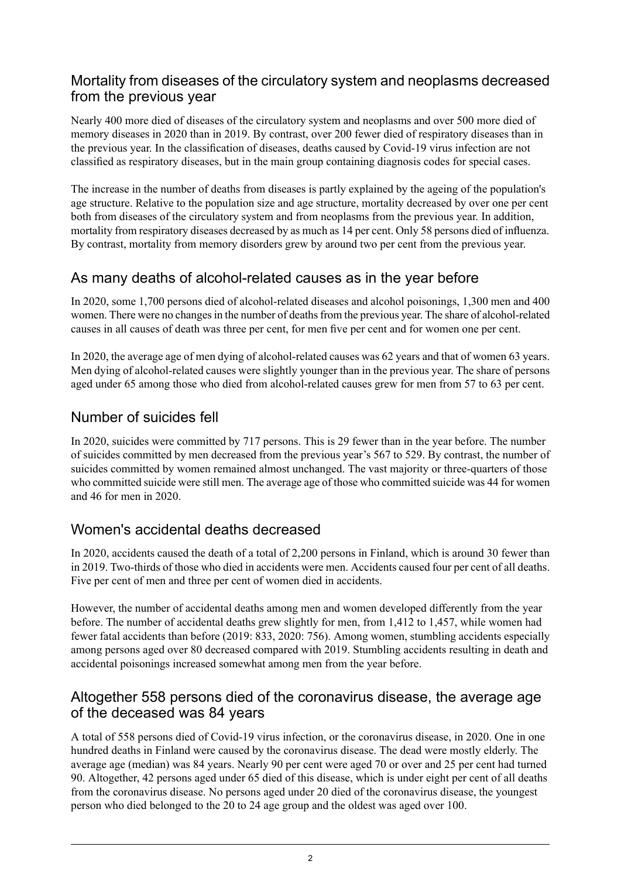## Mortality from diseases of the circulatory system and neoplasms decreased from the previous year

Nearly 400 more died of diseases of the circulatory system and neoplasms and over 500 more died of memory diseases in 2020 than in 2019. By contrast, over 200 fewer died of respiratory diseases than in the previous year. In the classification of diseases, deaths caused by Covid-19 virus infection are not classified as respiratory diseases, but in the main group containing diagnosis codes for special cases.

The increase in the number of deaths from diseases is partly explained by the ageing of the population's age structure. Relative to the population size and age structure, mortality decreased by over one per cent both from diseases of the circulatory system and from neoplasms from the previous year. In addition, mortality from respiratory diseases decreased by as much as 14 per cent. Only 58 persons died of influenza. By contrast, mortality from memory disorders grew by around two per cent from the previous year.

## As many deaths of alcohol-related causes as in the year before

In 2020, some 1,700 persons died of alcohol-related diseases and alcohol poisonings, 1,300 men and 400 women. There were no changes in the number of deaths from the previous year. The share of alcohol-related causes in all causes of death was three per cent, for men five per cent and for women one per cent.

In 2020, the average age of men dying of alcohol-related causes was 62 years and that of women 63 years. Men dying of alcohol-related causes were slightly younger than in the previous year. The share of persons aged under 65 among those who died from alcohol-related causes grew for men from 57 to 63 per cent.

## Number of suicides fell

In 2020, suicides were committed by 717 persons. This is 29 fewer than in the year before. The number of suicides committed by men decreased from the previous year's 567 to 529. By contrast, the number of suicides committed by women remained almost unchanged. The vast majority or three-quarters of those who committed suicide were still men. The average age of those who committed suicide was 44 for women and 46 for men in 2020.

## Women's accidental deaths decreased

In 2020, accidents caused the death of a total of 2,200 persons in Finland, which is around 30 fewer than in 2019. Two-thirds of those who died in accidents were men. Accidents caused four per cent of all deaths. Five per cent of men and three per cent of women died in accidents.

However, the number of accidental deaths among men and women developed differently from the year before. The number of accidental deaths grew slightly for men, from 1,412 to 1,457, while women had fewer fatal accidents than before (2019: 833, 2020: 756). Among women, stumbling accidents especially among persons aged over 80 decreased compared with 2019. Stumbling accidents resulting in death and accidental poisonings increased somewhat among men from the year before.

## Altogether 558 persons died of the coronavirus disease, the average age of the deceased was 84 years

A total of 558 persons died of Covid-19 virus infection, or the coronavirus disease, in 2020. One in one hundred deaths in Finland were caused by the coronavirus disease. The dead were mostly elderly. The average age (median) was 84 years. Nearly 90 per cent were aged 70 or over and 25 per cent had turned 90. Altogether, 42 persons aged under 65 died of this disease, which is under eight per cent of all deaths from the coronavirus disease. No persons aged under 20 died of the coronavirus disease, the youngest person who died belonged to the 20 to 24 age group and the oldest was aged over 100.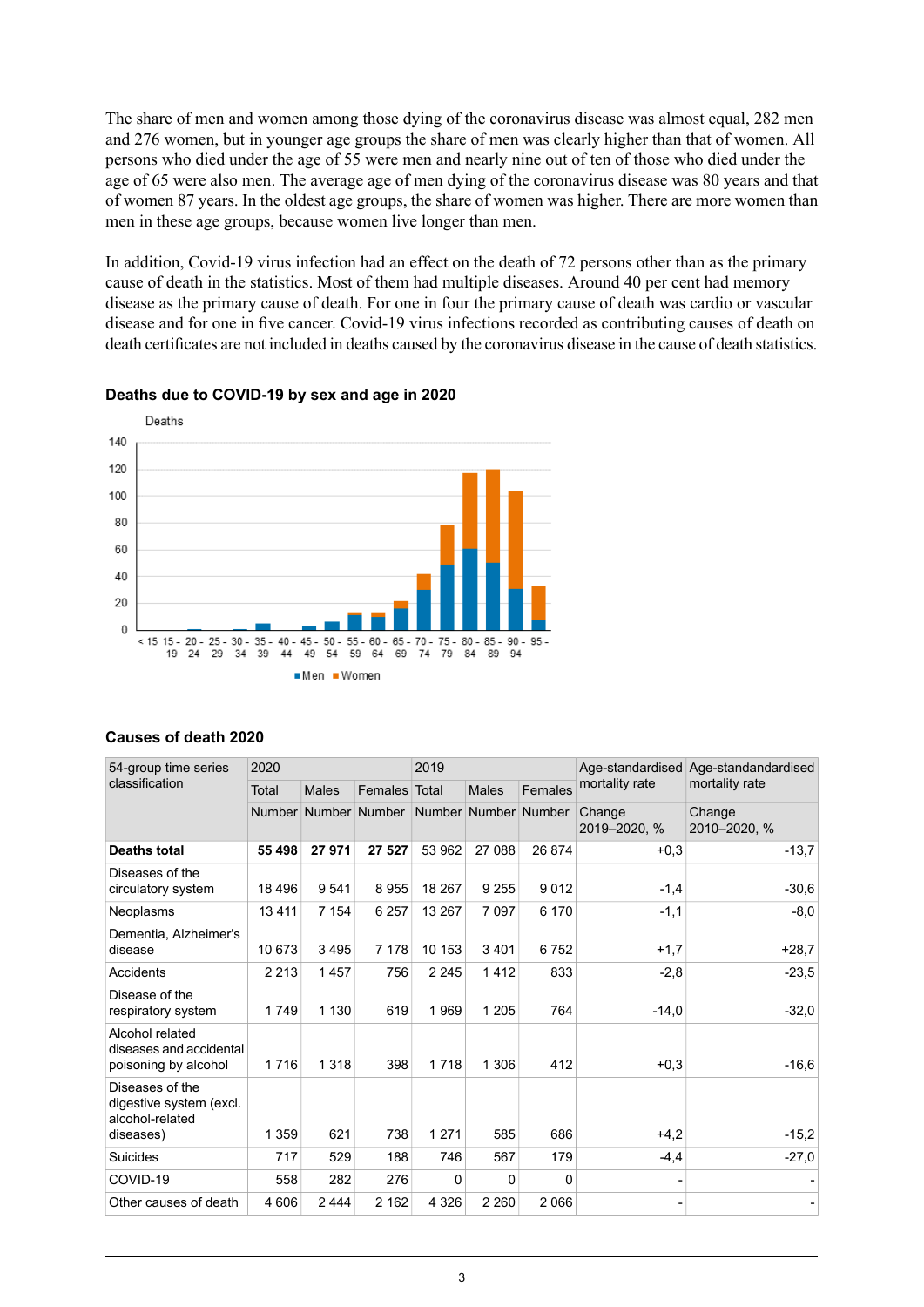The share of men and women among those dying of the coronavirus disease was almost equal, 282 men and 276 women, but in younger age groups the share of men was clearly higher than that of women. All persons who died under the age of 55 were men and nearly nine out of ten of those who died under the age of 65 were also men. The average age of men dying of the coronavirus disease was 80 years and that of women 87 years. In the oldest age groups, the share of women was higher. There are more women than men in these age groups, because women live longer than men.

In addition, Covid-19 virus infection had an effect on the death of 72 persons other than as the primary cause of death in the statistics. Most of them had multiple diseases. Around 40 per cent had memory disease as the primary cause of death. For one in four the primary cause of death was cardio or vascular disease and for one in five cancer. Covid-19 virus infections recorded as contributing causes of death on death certificates are not included in deaths caused by the coronavirus disease in the cause of death statistics.

### Deaths due to COVID-19 by sex and age in 2020

### Causes of death 2020

| 54-group time series classification | 2020 | | | 2019 | | | Age-standardised mortality rate | Age-standandardised mortality rate |
|---|---|---|---|---|---|---|---|---|
| | Total | Males | Females | Total | Males | Females | | |
| | Number | Number | Number | Number | Number | Number | Change 2019–2020, % | Change 2010–2020, % |
| **Deaths total** | **55 498** | **27 971** | **27 527** | 53 962 | 27 088 | 26 874 | +0,3 | -13,7 |
| Diseases of the circulatory system | 18 496 | 9 541 | 8 955 | 18 267 | 9 255 | 9 012 | -1,4 | -30,6 |
| Neoplasms | 13 411 | 7 154 | 6 257 | 13 267 | 7 097 | 6 170 | -1,1 | -8,0 |
| Dementia, Alzheimer's disease | 10 673 | 3 495 | 7 178 | 10 153 | 3 401 | 6 752 | +1,7 | +28,7 |
| Accidents | 2 213 | 1 457 | 756 | 2 245 | 1 412 | 833 | -2,8 | -23,5 |
| Disease of the respiratory system | 1 749 | 1 130 | 619 | 1 969 | 1 205 | 764 | -14,0 | -32,0 |
| Alcohol related diseases and accidental poisoning by alcohol | 1 716 | 1 318 | 398 | 1 718 | 1 306 | 412 | +0,3 | -16,6 |
| Diseases of the digestive system (excl. alcohol-related diseases) | 1 359 | 621 | 738 | 1 271 | 585 | 686 | +4,2 | -15,2 |
| Suicides | 717 | 529 | 188 | 746 | 567 | 179 | -4,4 | -27,0 |
| COVID-19 | 558 | 282 | 276 | 0 | 0 | 0 | - | - |
| Other causes of death | 4 606 | 2 444 | 2 162 | 4 326 | 2 260 | 2 066 | - | - |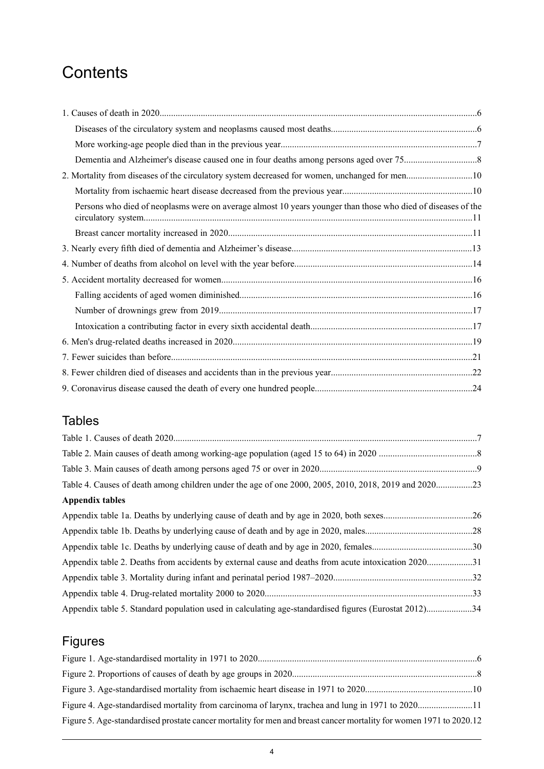# Contents

1. Causes of death in 2020 ... 6
    - Diseases of the circulatory system and neoplasms caused most deaths ... 6
    - More working-age people died than in the previous year ... 7
    - Dementia and Alzheimer's disease caused one in four deaths among persons aged over 75 ... 8
2. Mortality from diseases of the circulatory system decreased for women, unchanged for men ... 10
    - Mortality from ischaemic heart disease decreased from the previous year ... 10
    - Persons who died of neoplasms were on average almost 10 years younger than those who died of diseases of the circulatory system ... 11
    - Breast cancer mortality increased in 2020 ... 11
3. Nearly every fifth died of dementia and Alzheimer's disease ... 13
4. Number of deaths from alcohol on level with the year before ... 14
5. Accident mortality decreased for women ... 16
    - Falling accidents of aged women diminished ... 16
    - Number of drownings grew from 2019 ... 17
    - Intoxication a contributing factor in every sixth accidental death ... 17
6. Men's drug-related deaths increased in 2020 ... 19
7. Fewer suicides than before ... 21
8. Fewer children died of diseases and accidents than in the previous year ... 22
9. Coronavirus disease caused the death of every one hundred people ... 24

## Tables

Table 1. Causes of death 2020 ... 7
Table 2. Main causes of death among working-age population (aged 15 to 64) in 2020 ... 8
Table 3. Main causes of death among persons aged 75 or over in 2020 ... 9
Table 4. Causes of death among children under the age of one 2000, 2005, 2010, 2018, 2019 and 2020 ... 23

**Appendix tables**

Appendix table 1a. Deaths by underlying cause of death and by age in 2020, both sexes ... 26
Appendix table 1b. Deaths by underlying cause of death and by age in 2020, males ... 28
Appendix table 1c. Deaths by underlying cause of death and by age in 2020, females ... 30
Appendix table 2. Deaths from accidents by external cause and deaths from acute intoxication 2020 ... 31
Appendix table 3. Mortality during infant and perinatal period 1987–2020 ... 32
Appendix table 4. Drug-related mortality 2000 to 2020 ... 33
Appendix table 5. Standard population used in calculating age-standardised figures (Eurostat 2012) ... 34

## Figures

Figure 1. Age-standardised mortality in 1971 to 2020 ... 6
Figure 2. Proportions of causes of death by age groups in 2020 ... 8
Figure 3. Age-standardised mortality from ischaemic heart disease in 1971 to 2020 ... 10
Figure 4. Age-standardised mortality from carcinoma of larynx, trachea and lung in 1971 to 2020 ... 11
Figure 5. Age-standardised prostate cancer mortality for men and breast cancer mortality for women 1971 to 2020 ... 12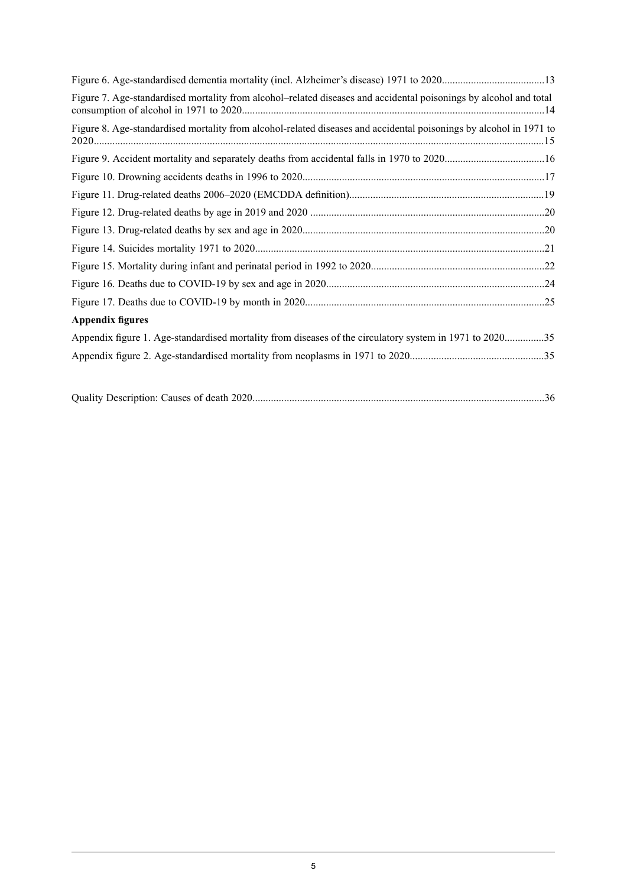Figure 6. Age-standardised dementia mortality (incl. Alzheimer's disease) 1971 to 2020......................................13

Figure 7. Age-standardised mortality from alcohol–related diseases and accidental poisonings by alcohol and total consumption of alcohol in 1971 to 2020.................................................................................................................14

Figure 8. Age-standardised mortality from alcohol-related diseases and accidental poisonings by alcohol in 1971 to 2020........................................................................................................................................................15

Figure 9. Accident mortality and separately deaths from accidental falls in 1970 to 2020......................................16

Figure 10. Drowning accidents deaths in 1996 to 2020...........................................................................................17

Figure 11. Drug-related deaths 2006–2020 (EMCDDA definition).........................................................................19

Figure 12. Drug-related deaths by age in 2019 and 2020 ........................................................................................20

Figure 13. Drug-related deaths by sex and age in 2020...........................................................................................20

Figure 14. Suicides mortality 1971 to 2020.............................................................................................................21

Figure 15. Mortality during infant and perinatal period in 1992 to 2020.................................................................22

Figure 16. Deaths due to COVID-19 by sex and age in 2020..................................................................................24

Figure 17. Deaths due to COVID-19 by month in 2020..........................................................................................25

**Appendix figures**

Appendix figure 1. Age-standardised mortality from diseases of the circulatory system in 1971 to 2020...............35

Appendix figure 2. Age-standardised mortality from neoplasms in 1971 to 2020..................................................35

Quality Description: Causes of death 2020.............................................................................................................36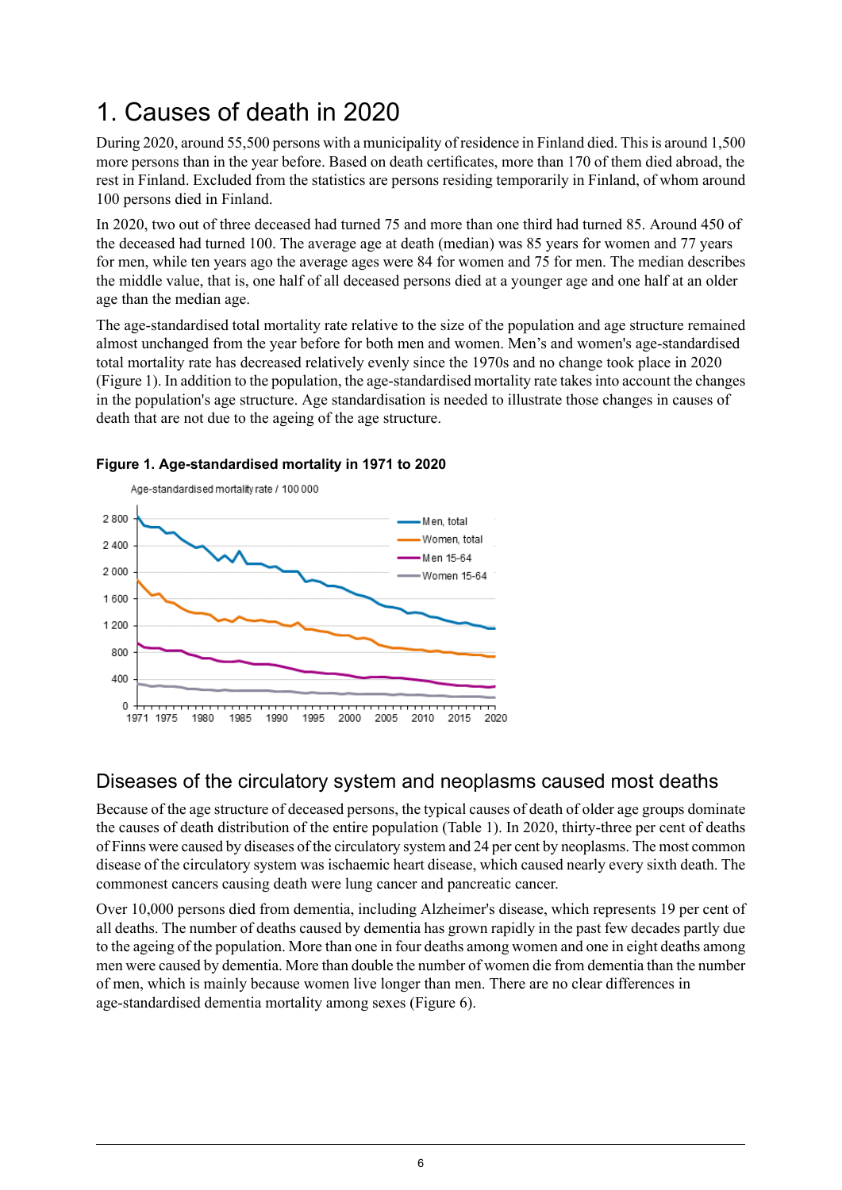# 1. Causes of death in 2020

During 2020, around 55,500 persons with a municipality of residence in Finland died. This is around 1,500 more persons than in the year before. Based on death certificates, more than 170 of them died abroad, the rest in Finland. Excluded from the statistics are persons residing temporarily in Finland, of whom around 100 persons died in Finland.

In 2020, two out of three deceased had turned 75 and more than one third had turned 85. Around 450 of the deceased had turned 100. The average age at death (median) was 85 years for women and 77 years for men, while ten years ago the average ages were 84 for women and 75 for men. The median describes the middle value, that is, one half of all deceased persons died at a younger age and one half at an older age than the median age.

The age-standardised total mortality rate relative to the size of the population and age structure remained almost unchanged from the year before for both men and women. Men's and women's age-standardised total mortality rate has decreased relatively evenly since the 1970s and no change took place in 2020 (Figure 1). In addition to the population, the age-standardised mortality rate takes into account the changes in the population's age structure. Age standardisation is needed to illustrate those changes in causes of death that are not due to the ageing of the age structure.

**Figure 1. Age-standardised mortality in 1971 to 2020**

## Diseases of the circulatory system and neoplasms caused most deaths

Because of the age structure of deceased persons, the typical causes of death of older age groups dominate the causes of death distribution of the entire population (Table 1). In 2020, thirty-three per cent of deaths of Finns were caused by diseases of the circulatory system and 24 per cent by neoplasms. The most common disease of the circulatory system was ischaemic heart disease, which caused nearly every sixth death. The commonest cancers causing death were lung cancer and pancreatic cancer.

Over 10,000 persons died from dementia, including Alzheimer's disease, which represents 19 per cent of all deaths. The number of deaths caused by dementia has grown rapidly in the past few decades partly due to the ageing of the population. More than one in four deaths among women and one in eight deaths among men were caused by dementia. More than double the number of women die from dementia than the number of men, which is mainly because women live longer than men. There are no clear differences in age-standardised dementia mortality among sexes (Figure 6).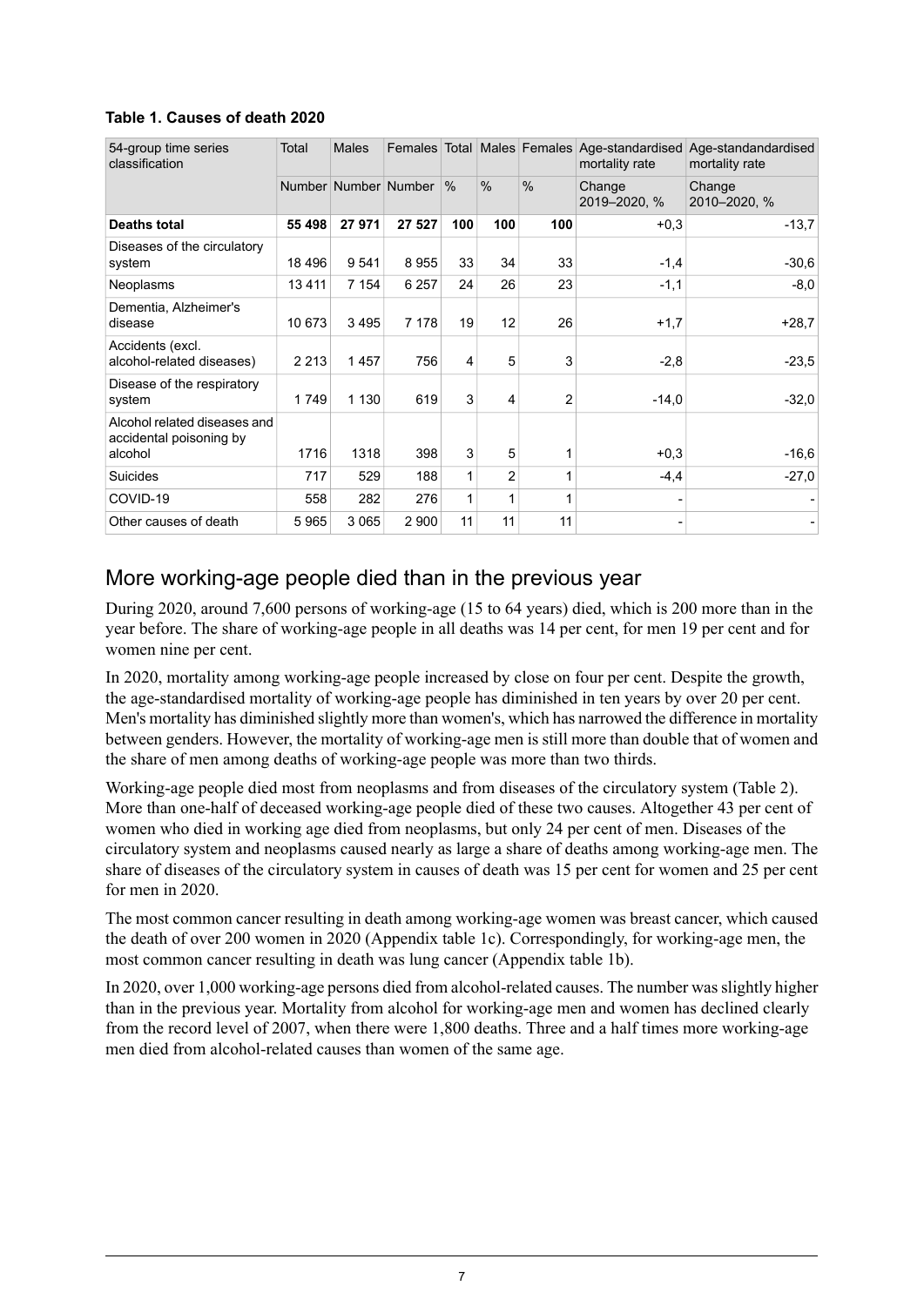**Table 1. Causes of death 2020**

| 54-group time series classification | Total | Males | Females | Total | Males | Females | Age-standardised mortality rate | Age-standandardised mortality rate |
|---|---|---|---|---|---|---|---|---|
| | Number | Number | Number | % | % | % | Change 2019–2020, % | Change 2010–2020, % |
| **Deaths total** | **55 498** | **27 971** | **27 527** | **100** | **100** | **100** | +0,3 | -13,7 |
| Diseases of the circulatory system | 18 496 | 9 541 | 8 955 | 33 | 34 | 33 | -1,4 | -30,6 |
| Neoplasms | 13 411 | 7 154 | 6 257 | 24 | 26 | 23 | -1,1 | -8,0 |
| Dementia, Alzheimer's disease | 10 673 | 3 495 | 7 178 | 19 | 12 | 26 | +1,7 | +28,7 |
| Accidents (excl. alcohol-related diseases) | 2 213 | 1 457 | 756 | 4 | 5 | 3 | -2,8 | -23,5 |
| Disease of the respiratory system | 1 749 | 1 130 | 619 | 3 | 4 | 2 | -14,0 | -32,0 |
| Alcohol related diseases and accidental poisoning by alcohol | 1716 | 1318 | 398 | 3 | 5 | 1 | +0,3 | -16,6 |
| Suicides | 717 | 529 | 188 | 1 | 2 | 1 | -4,4 | -27,0 |
| COVID-19 | 558 | 282 | 276 | 1 | 1 | 1 | - | - |
| Other causes of death | 5 965 | 3 065 | 2 900 | 11 | 11 | 11 | - | - |

## More working-age people died than in the previous year

During 2020, around 7,600 persons of working-age (15 to 64 years) died, which is 200 more than in the year before. The share of working-age people in all deaths was 14 per cent, for men 19 per cent and for women nine per cent.

In 2020, mortality among working-age people increased by close on four per cent. Despite the growth, the age-standardised mortality of working-age people has diminished in ten years by over 20 per cent. Men's mortality has diminished slightly more than women's, which has narrowed the difference in mortality between genders. However, the mortality of working-age men is still more than double that of women and the share of men among deaths of working-age people was more than two thirds.

Working-age people died most from neoplasms and from diseases of the circulatory system (Table 2). More than one-half of deceased working-age people died of these two causes. Altogether 43 per cent of women who died in working age died from neoplasms, but only 24 per cent of men. Diseases of the circulatory system and neoplasms caused nearly as large a share of deaths among working-age men. The share of diseases of the circulatory system in causes of death was 15 per cent for women and 25 per cent for men in 2020.

The most common cancer resulting in death among working-age women was breast cancer, which caused the death of over 200 women in 2020 (Appendix table 1c). Correspondingly, for working-age men, the most common cancer resulting in death was lung cancer (Appendix table 1b).

In 2020, over 1,000 working-age persons died from alcohol-related causes. The number was slightly higher than in the previous year. Mortality from alcohol for working-age men and women has declined clearly from the record level of 2007, when there were 1,800 deaths. Three and a half times more working-age men died from alcohol-related causes than women of the same age.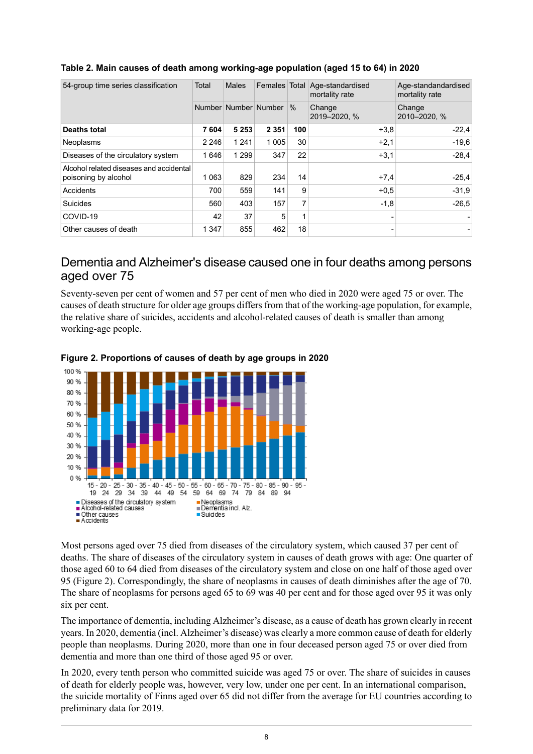**Table 2. Main causes of death among working-age population (aged 15 to 64) in 2020**

| 54-group time series classification | Total | Males | Females | Total | Age-standardised mortality rate | Age-standardised mortality rate |
|---|---|---|---|---|---|---|
| | Number | Number | Number | % | Change 2019–2020, % | Change 2010–2020, % |
| **Deaths total** | **7 604** | **5 253** | **2 351** | **100** | +3,8 | -22,4 |
| Neoplasms | 2 246 | 1 241 | 1 005 | 30 | +2,1 | -19,6 |
| Diseases of the circulatory system | 1 646 | 1 299 | 347 | 22 | +3,1 | -28,4 |
| Alcohol related diseases and accidental poisoning by alcohol | 1 063 | 829 | 234 | 14 | +7,4 | -25,4 |
| Accidents | 700 | 559 | 141 | 9 | +0,5 | -31,9 |
| Suicides | 560 | 403 | 157 | 7 | -1,8 | -26,5 |
| COVID-19 | 42 | 37 | 5 | 1 | - | - |
| Other causes of death | 1 347 | 855 | 462 | 18 | - | - |

## Dementia and Alzheimer's disease caused one in four deaths among persons aged over 75

Seventy-seven per cent of women and 57 per cent of men who died in 2020 were aged 75 or over. The causes of death structure for older age groups differs from that of the working-age population, for example, the relative share of suicides, accidents and alcohol-related causes of death is smaller than among working-age people.

**Figure 2. Proportions of causes of death by age groups in 2020**

Most persons aged over 75 died from diseases of the circulatory system, which caused 37 per cent of deaths. The share of diseases of the circulatory system in causes of death grows with age: One quarter of those aged 60 to 64 died from diseases of the circulatory system and close on one half of those aged over 95 (Figure 2). Correspondingly, the share of neoplasms in causes of death diminishes after the age of 70. The share of neoplasms for persons aged 65 to 69 was 40 per cent and for those aged over 95 it was only six per cent.

The importance of dementia, including Alzheimer's disease, as a cause of death has grown clearly in recent years. In 2020, dementia (incl. Alzheimer's disease) was clearly a more common cause of death for elderly people than neoplasms. During 2020, more than one in four deceased person aged 75 or over died from dementia and more than one third of those aged 95 or over.

In 2020, every tenth person who committed suicide was aged 75 or over. The share of suicides in causes of death for elderly people was, however, very low, under one per cent. In an international comparison, the suicide mortality of Finns aged over 65 did not differ from the average for EU countries according to preliminary data for 2019.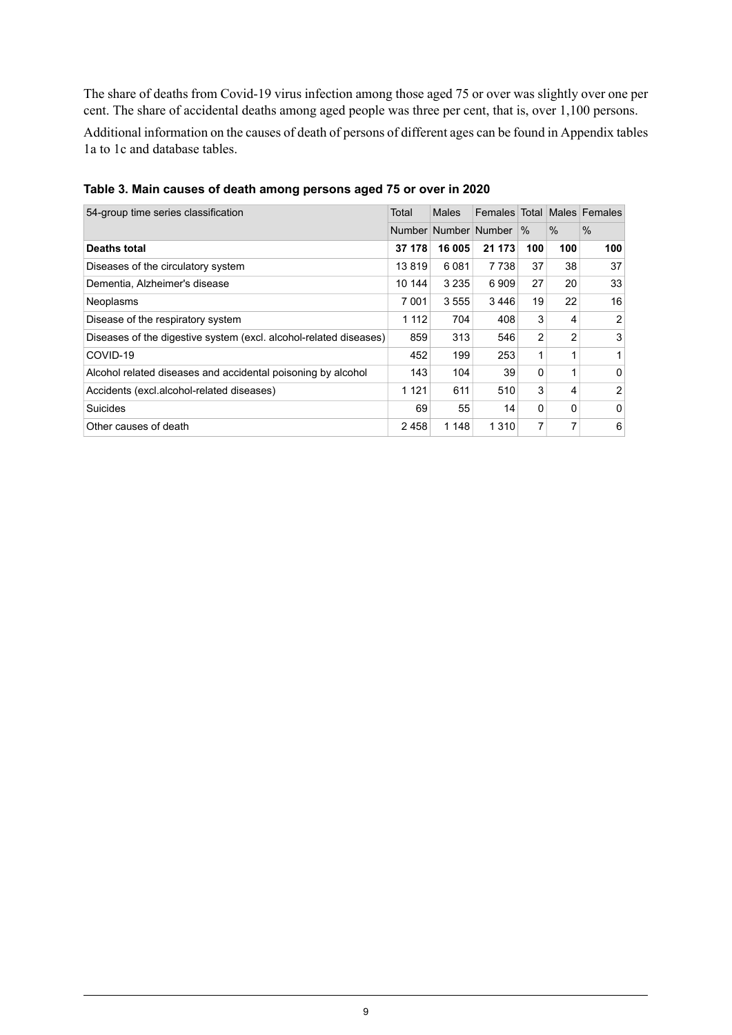The share of deaths from Covid-19 virus infection among those aged 75 or over was slightly over one per cent. The share of accidental deaths among aged people was three per cent, that is, over 1,100 persons.

Additional information on the causes of death of persons of different ages can be found in Appendix tables 1a to 1c and database tables.

**Table 3. Main causes of death among persons aged 75 or over in 2020**

| 54-group time series classification | Total | Males | Females | Total | Males | Females |
|---|---|---|---|---|---|---|
| | Number | Number | Number | % | % | % |
| **Deaths total** | **37 178** | **16 005** | **21 173** | **100** | **100** | **100** |
| Diseases of the circulatory system | 13 819 | 6 081 | 7 738 | 37 | 38 | 37 |
| Dementia, Alzheimer's disease | 10 144 | 3 235 | 6 909 | 27 | 20 | 33 |
| Neoplasms | 7 001 | 3 555 | 3 446 | 19 | 22 | 16 |
| Disease of the respiratory system | 1 112 | 704 | 408 | 3 | 4 | 2 |
| Diseases of the digestive system (excl. alcohol-related diseases) | 859 | 313 | 546 | 2 | 2 | 3 |
| COVID-19 | 452 | 199 | 253 | 1 | 1 | 1 |
| Alcohol related diseases and accidental poisoning by alcohol | 143 | 104 | 39 | 0 | 1 | 0 |
| Accidents (excl.alcohol-related diseases) | 1 121 | 611 | 510 | 3 | 4 | 2 |
| Suicides | 69 | 55 | 14 | 0 | 0 | 0 |
| Other causes of death | 2 458 | 1 148 | 1 310 | 7 | 7 | 6 |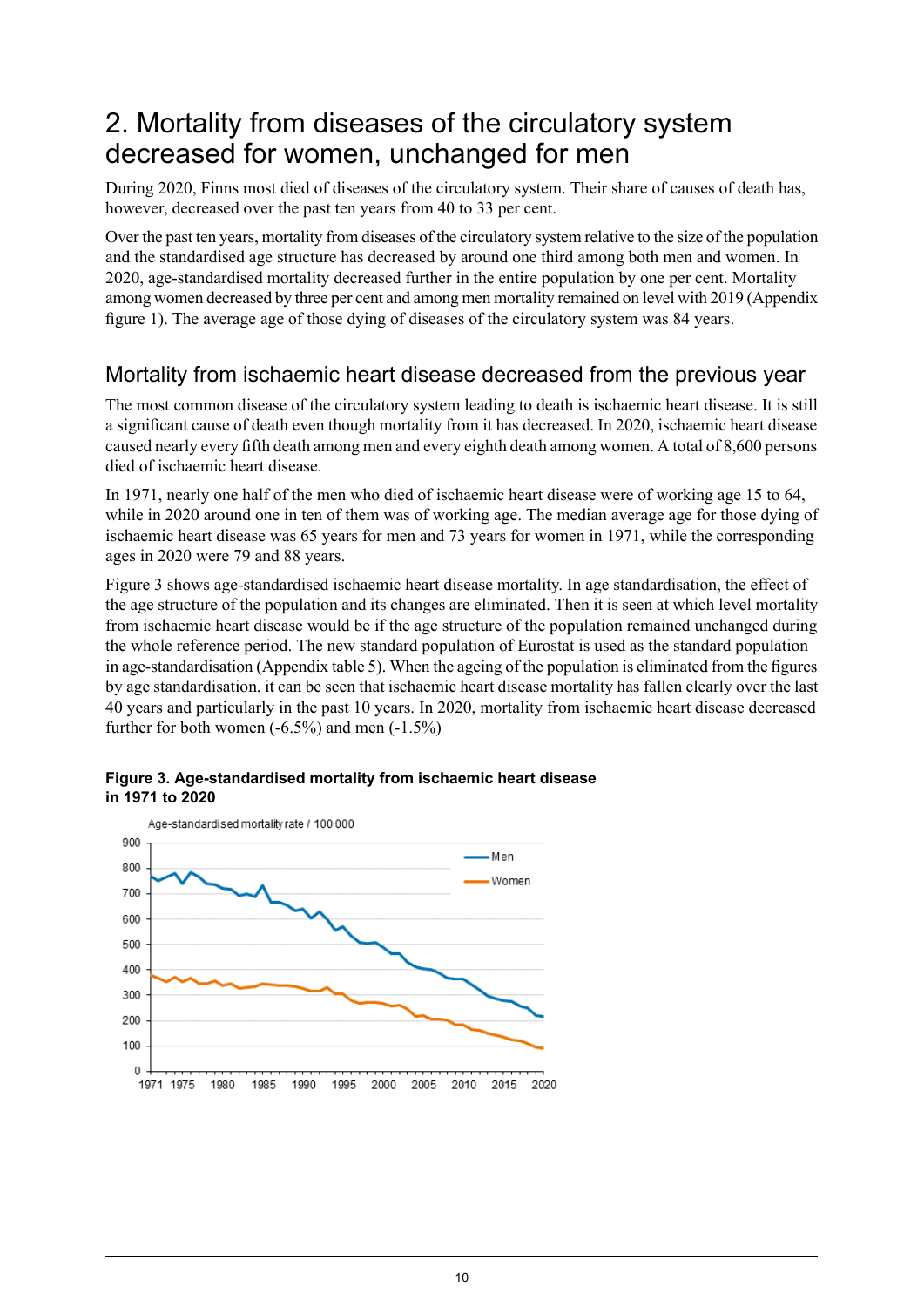# 2. Mortality from diseases of the circulatory system decreased for women, unchanged for men

During 2020, Finns most died of diseases of the circulatory system. Their share of causes of death has, however, decreased over the past ten years from 40 to 33 per cent.

Over the past ten years, mortality from diseases of the circulatory system relative to the size of the population and the standardised age structure has decreased by around one third among both men and women. In 2020, age-standardised mortality decreased further in the entire population by one per cent. Mortality among women decreased by three per cent and among men mortality remained on level with 2019 (Appendix figure 1). The average age of those dying of diseases of the circulatory system was 84 years.

## Mortality from ischaemic heart disease decreased from the previous year

The most common disease of the circulatory system leading to death is ischaemic heart disease. It is still a significant cause of death even though mortality from it has decreased. In 2020, ischaemic heart disease caused nearly every fifth death among men and every eighth death among women. A total of 8,600 persons died of ischaemic heart disease.

In 1971, nearly one half of the men who died of ischaemic heart disease were of working age 15 to 64, while in 2020 around one in ten of them was of working age. The median average age for those dying of ischaemic heart disease was 65 years for men and 73 years for women in 1971, while the corresponding ages in 2020 were 79 and 88 years.

Figure 3 shows age-standardised ischaemic heart disease mortality. In age standardisation, the effect of the age structure of the population and its changes are eliminated. Then it is seen at which level mortality from ischaemic heart disease would be if the age structure of the population remained unchanged during the whole reference period. The new standard population of Eurostat is used as the standard population in age-standardisation (Appendix table 5). When the ageing of the population is eliminated from the figures by age standardisation, it can be seen that ischaemic heart disease mortality has fallen clearly over the last 40 years and particularly in the past 10 years. In 2020, mortality from ischaemic heart disease decreased further for both women (-6.5%) and men (-1.5%)

**Figure 3. Age-standardised mortality from ischaemic heart disease in 1971 to 2020**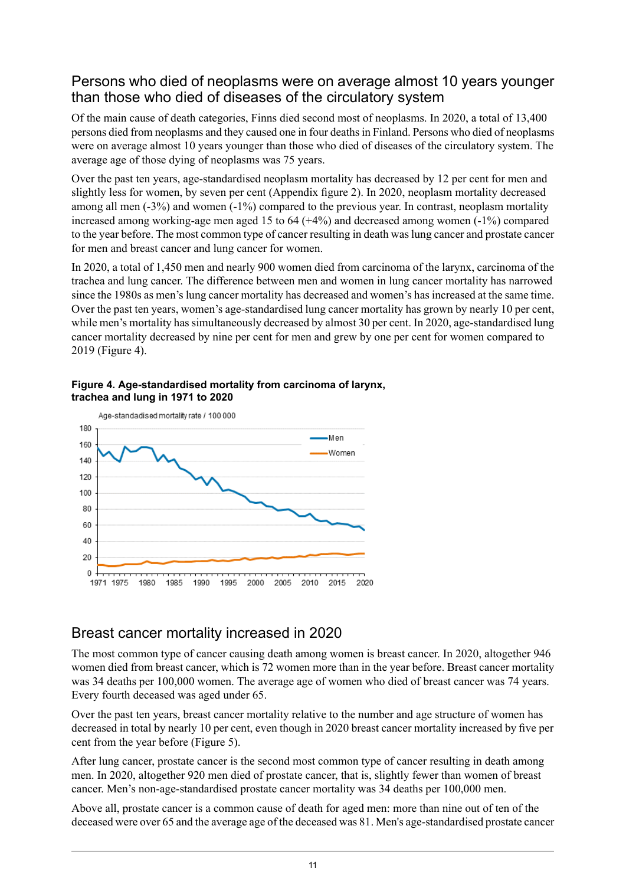## Persons who died of neoplasms were on average almost 10 years younger than those who died of diseases of the circulatory system

Of the main cause of death categories, Finns died second most of neoplasms. In 2020, a total of 13,400 persons died from neoplasms and they caused one in four deaths in Finland. Persons who died of neoplasms were on average almost 10 years younger than those who died of diseases of the circulatory system. The average age of those dying of neoplasms was 75 years.

Over the past ten years, age-standardised neoplasm mortality has decreased by 12 per cent for men and slightly less for women, by seven per cent (Appendix figure 2). In 2020, neoplasm mortality decreased among all men (-3%) and women (-1%) compared to the previous year. In contrast, neoplasm mortality increased among working-age men aged 15 to 64 (+4%) and decreased among women (-1%) compared to the year before. The most common type of cancer resulting in death was lung cancer and prostate cancer for men and breast cancer and lung cancer for women.

In 2020, a total of 1,450 men and nearly 900 women died from carcinoma of the larynx, carcinoma of the trachea and lung cancer. The difference between men and women in lung cancer mortality has narrowed since the 1980s as men's lung cancer mortality has decreased and women's has increased at the same time. Over the past ten years, women's age-standardised lung cancer mortality has grown by nearly 10 per cent, while men's mortality has simultaneously decreased by almost 30 per cent. In 2020, age-standardised lung cancer mortality decreased by nine per cent for men and grew by one per cent for women compared to 2019 (Figure 4).

**Figure 4. Age-standardised mortality from carcinoma of larynx, trachea and lung in 1971 to 2020**

## Breast cancer mortality increased in 2020

The most common type of cancer causing death among women is breast cancer. In 2020, altogether 946 women died from breast cancer, which is 72 women more than in the year before. Breast cancer mortality was 34 deaths per 100,000 women. The average age of women who died of breast cancer was 74 years. Every fourth deceased was aged under 65.

Over the past ten years, breast cancer mortality relative to the number and age structure of women has decreased in total by nearly 10 per cent, even though in 2020 breast cancer mortality increased by five per cent from the year before (Figure 5).

After lung cancer, prostate cancer is the second most common type of cancer resulting in death among men. In 2020, altogether 920 men died of prostate cancer, that is, slightly fewer than women of breast cancer. Men's non-age-standardised prostate cancer mortality was 34 deaths per 100,000 men.

Above all, prostate cancer is a common cause of death for aged men: more than nine out of ten of the deceased were over 65 and the average age of the deceased was 81. Men's age-standardised prostate cancer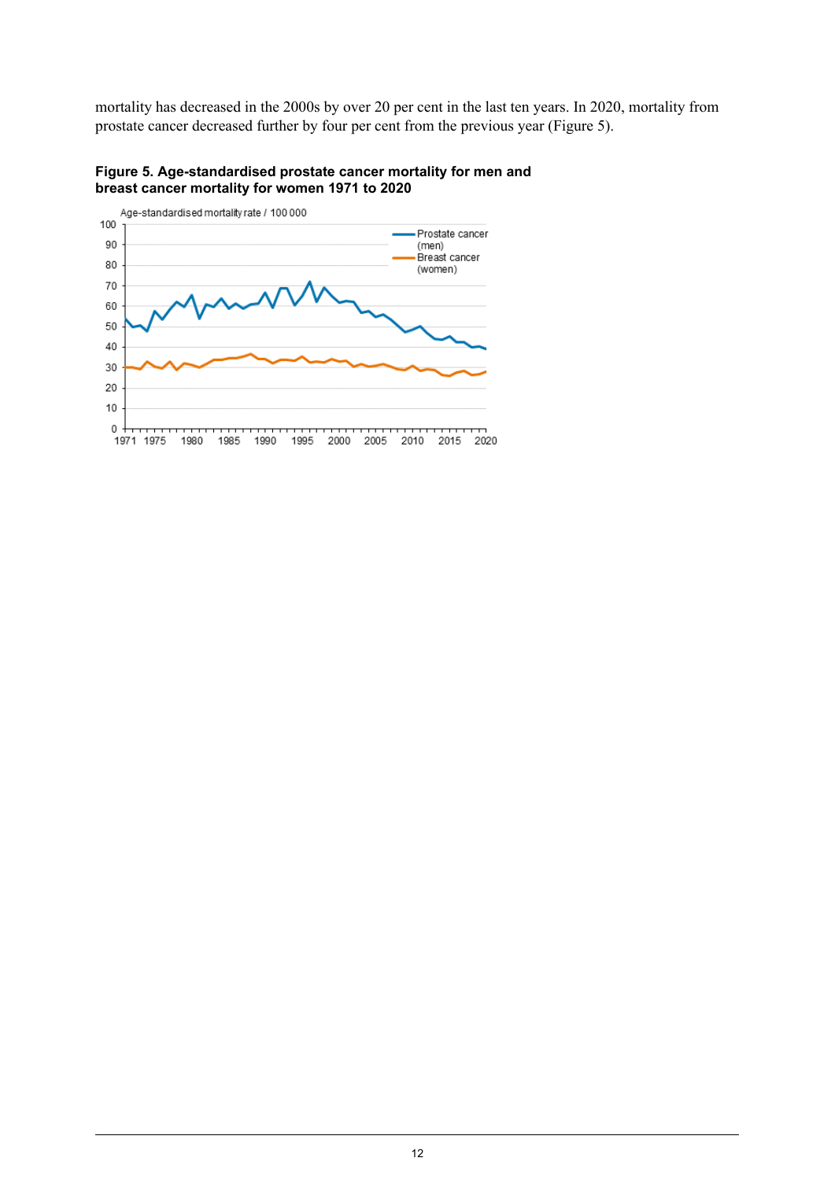mortality has decreased in the 2000s by over 20 per cent in the last ten years. In 2020, mortality from prostate cancer decreased further by four per cent from the previous year (Figure 5).

**Figure 5. Age-standardised prostate cancer mortality for men and breast cancer mortality for women 1971 to 2020**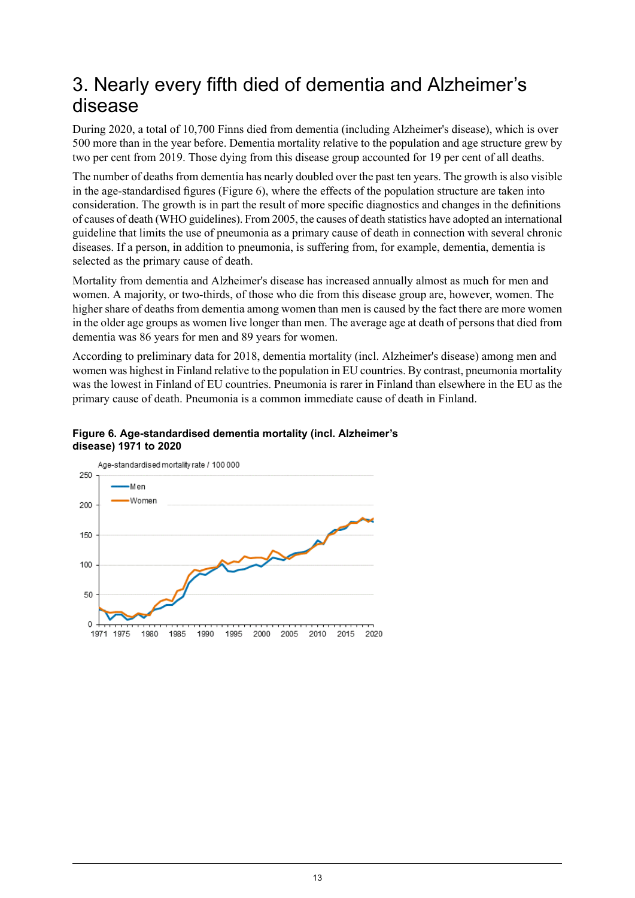# 3. Nearly every fifth died of dementia and Alzheimer's disease

During 2020, a total of 10,700 Finns died from dementia (including Alzheimer's disease), which is over 500 more than in the year before. Dementia mortality relative to the population and age structure grew by two per cent from 2019. Those dying from this disease group accounted for 19 per cent of all deaths.

The number of deaths from dementia has nearly doubled over the past ten years. The growth is also visible in the age-standardised figures (Figure 6), where the effects of the population structure are taken into consideration. The growth is in part the result of more specific diagnostics and changes in the definitions of causes of death (WHO guidelines). From 2005, the causes of death statistics have adopted an international guideline that limits the use of pneumonia as a primary cause of death in connection with several chronic diseases. If a person, in addition to pneumonia, is suffering from, for example, dementia, dementia is selected as the primary cause of death.

Mortality from dementia and Alzheimer's disease has increased annually almost as much for men and women. A majority, or two-thirds, of those who die from this disease group are, however, women. The higher share of deaths from dementia among women than men is caused by the fact there are more women in the older age groups as women live longer than men. The average age at death of persons that died from dementia was 86 years for men and 89 years for women.

According to preliminary data for 2018, dementia mortality (incl. Alzheimer's disease) among men and women was highest in Finland relative to the population in EU countries. By contrast, pneumonia mortality was the lowest in Finland of EU countries. Pneumonia is rarer in Finland than elsewhere in the EU as the primary cause of death. Pneumonia is a common immediate cause of death in Finland.

**Figure 6. Age-standardised dementia mortality (incl. Alzheimer's disease) 1971 to 2020**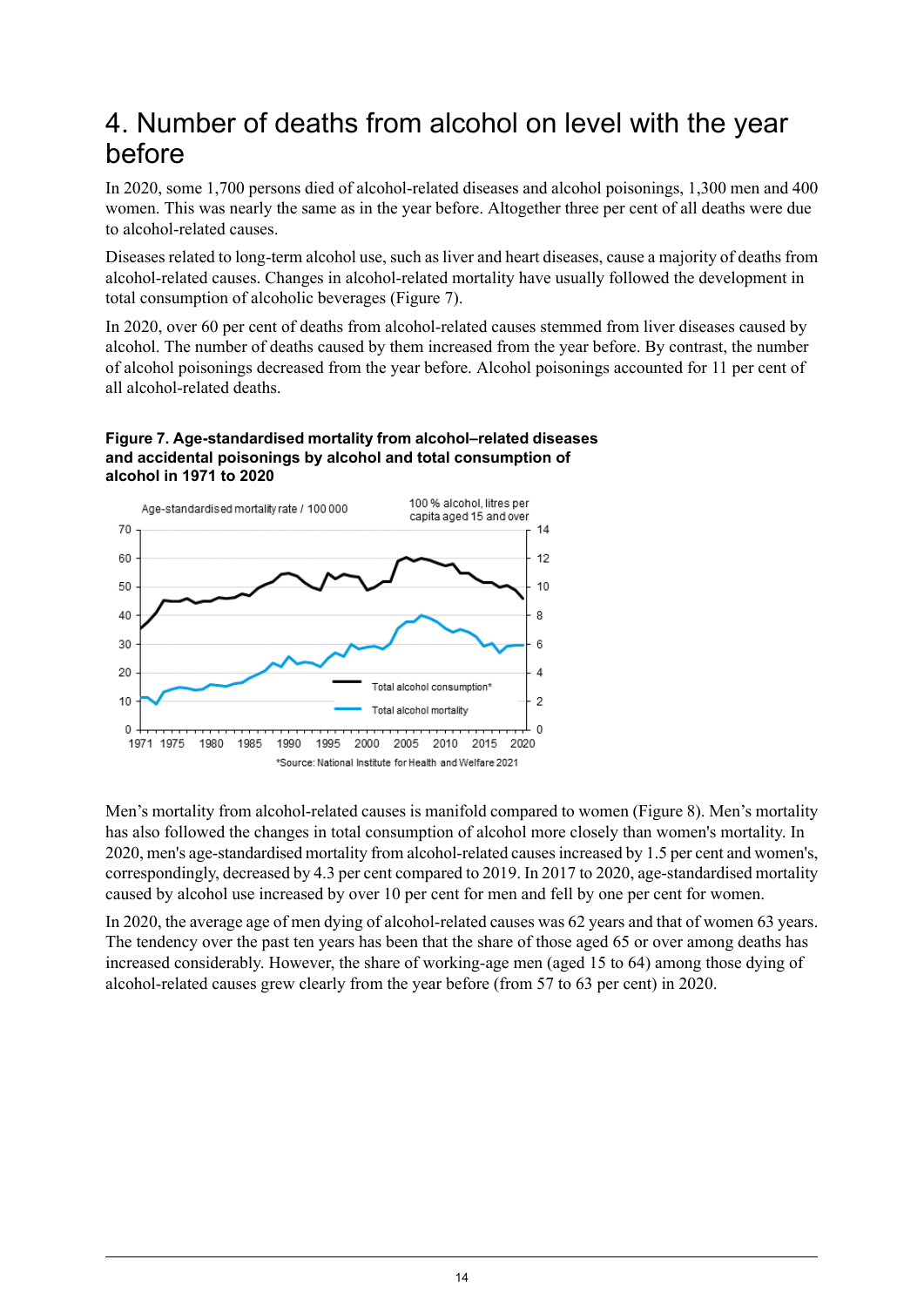# 4. Number of deaths from alcohol on level with the year before

In 2020, some 1,700 persons died of alcohol-related diseases and alcohol poisonings, 1,300 men and 400 women. This was nearly the same as in the year before. Altogether three per cent of all deaths were due to alcohol-related causes.

Diseases related to long-term alcohol use, such as liver and heart diseases, cause a majority of deaths from alcohol-related causes. Changes in alcohol-related mortality have usually followed the development in total consumption of alcoholic beverages (Figure 7).

In 2020, over 60 per cent of deaths from alcohol-related causes stemmed from liver diseases caused by alcohol. The number of deaths caused by them increased from the year before. By contrast, the number of alcohol poisonings decreased from the year before. Alcohol poisonings accounted for 11 per cent of all alcohol-related deaths.

**Figure 7. Age-standardised mortality from alcohol–related diseases and accidental poisonings by alcohol and total consumption of alcohol in 1971 to 2020**

*Source: National Institute for Health and Welfare 2021

Men's mortality from alcohol-related causes is manifold compared to women (Figure 8). Men's mortality has also followed the changes in total consumption of alcohol more closely than women's mortality. In 2020, men's age-standardised mortality from alcohol-related causes increased by 1.5 per cent and women's, correspondingly, decreased by 4.3 per cent compared to 2019. In 2017 to 2020, age-standardised mortality caused by alcohol use increased by over 10 per cent for men and fell by one per cent for women.

In 2020, the average age of men dying of alcohol-related causes was 62 years and that of women 63 years. The tendency over the past ten years has been that the share of those aged 65 or over among deaths has increased considerably. However, the share of working-age men (aged 15 to 64) among those dying of alcohol-related causes grew clearly from the year before (from 57 to 63 per cent) in 2020.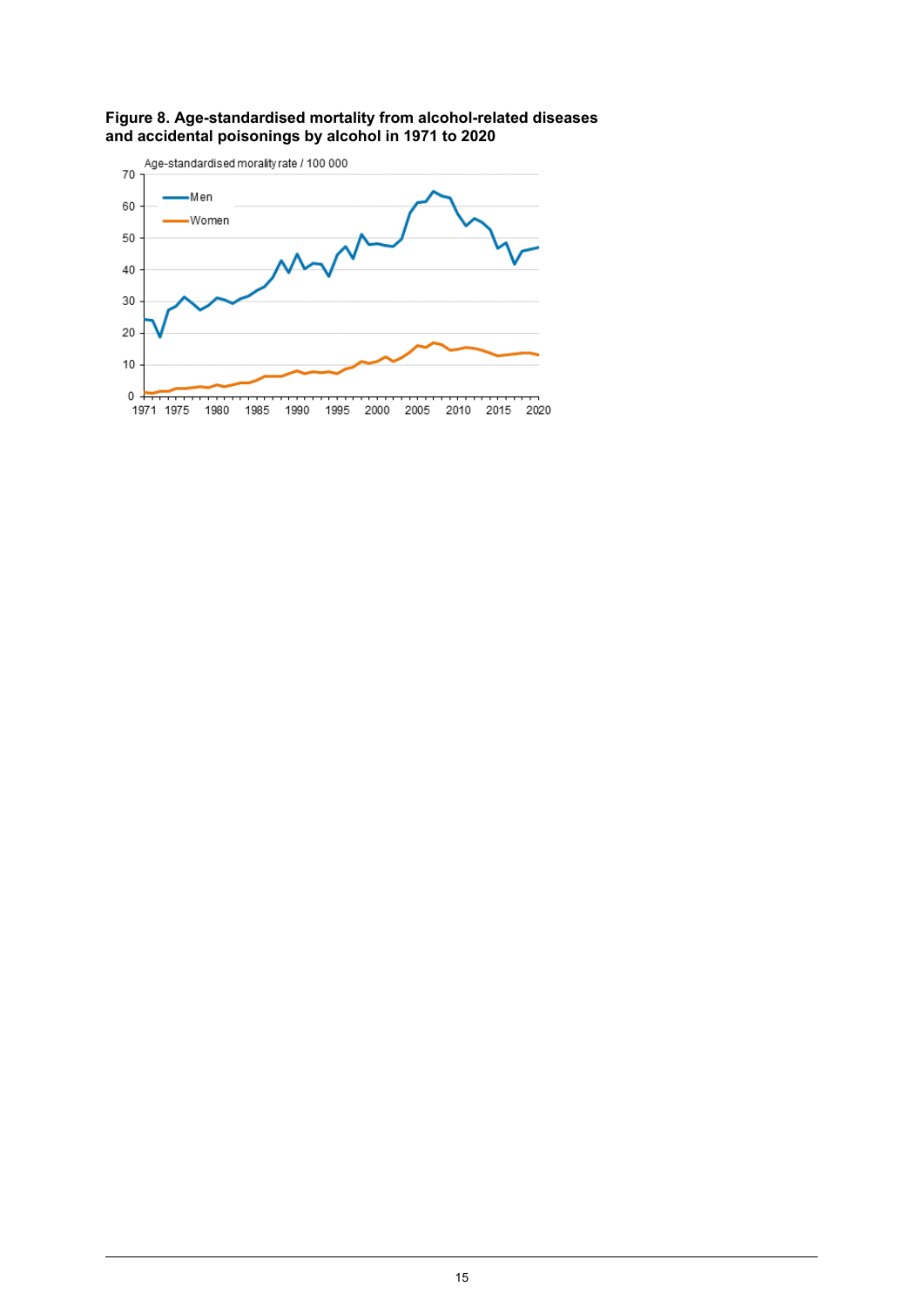**Figure 8. Age-standardised mortality from alcohol-related diseases and accidental poisonings by alcohol in 1971 to 2020**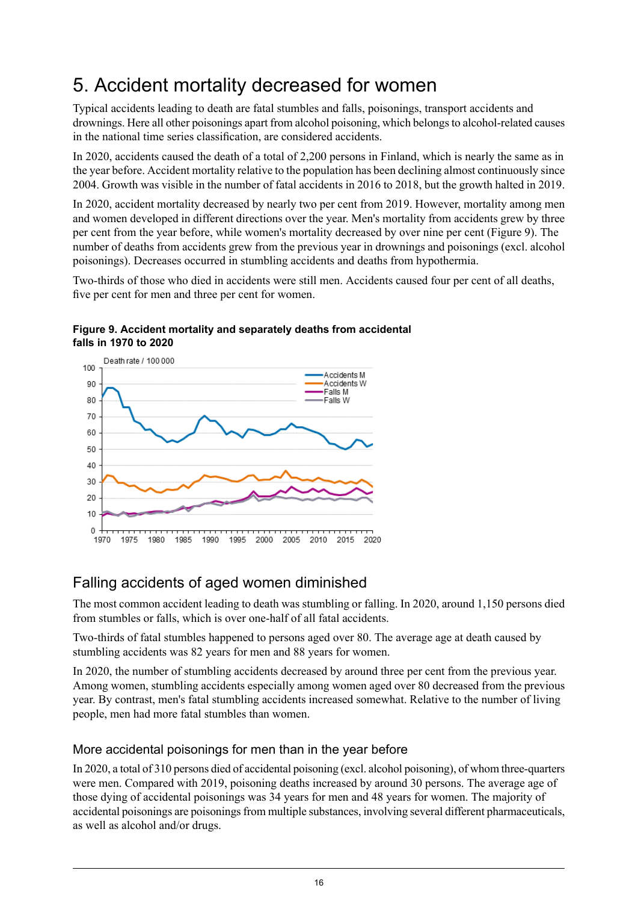# 5. Accident mortality decreased for women

Typical accidents leading to death are fatal stumbles and falls, poisonings, transport accidents and drownings. Here all other poisonings apart from alcohol poisoning, which belongs to alcohol-related causes in the national time series classification, are considered accidents.

In 2020, accidents caused the death of a total of 2,200 persons in Finland, which is nearly the same as in the year before. Accident mortality relative to the population has been declining almost continuously since 2004. Growth was visible in the number of fatal accidents in 2016 to 2018, but the growth halted in 2019.

In 2020, accident mortality decreased by nearly two per cent from 2019. However, mortality among men and women developed in different directions over the year. Men's mortality from accidents grew by three per cent from the year before, while women's mortality decreased by over nine per cent (Figure 9). The number of deaths from accidents grew from the previous year in drownings and poisonings (excl. alcohol poisonings). Decreases occurred in stumbling accidents and deaths from hypothermia.

Two-thirds of those who died in accidents were still men. Accidents caused four per cent of all deaths, five per cent for men and three per cent for women.

**Figure 9. Accident mortality and separately deaths from accidental falls in 1970 to 2020**

## Falling accidents of aged women diminished

The most common accident leading to death was stumbling or falling. In 2020, around 1,150 persons died from stumbles or falls, which is over one-half of all fatal accidents.

Two-thirds of fatal stumbles happened to persons aged over 80. The average age at death caused by stumbling accidents was 82 years for men and 88 years for women.

In 2020, the number of stumbling accidents decreased by around three per cent from the previous year. Among women, stumbling accidents especially among women aged over 80 decreased from the previous year. By contrast, men's fatal stumbling accidents increased somewhat. Relative to the number of living people, men had more fatal stumbles than women.

### More accidental poisonings for men than in the year before

In 2020, a total of 310 persons died of accidental poisoning (excl. alcohol poisoning), of whom three-quarters were men. Compared with 2019, poisoning deaths increased by around 30 persons. The average age of those dying of accidental poisonings was 34 years for men and 48 years for women. The majority of accidental poisonings are poisonings from multiple substances, involving several different pharmaceuticals, as well as alcohol and/or drugs.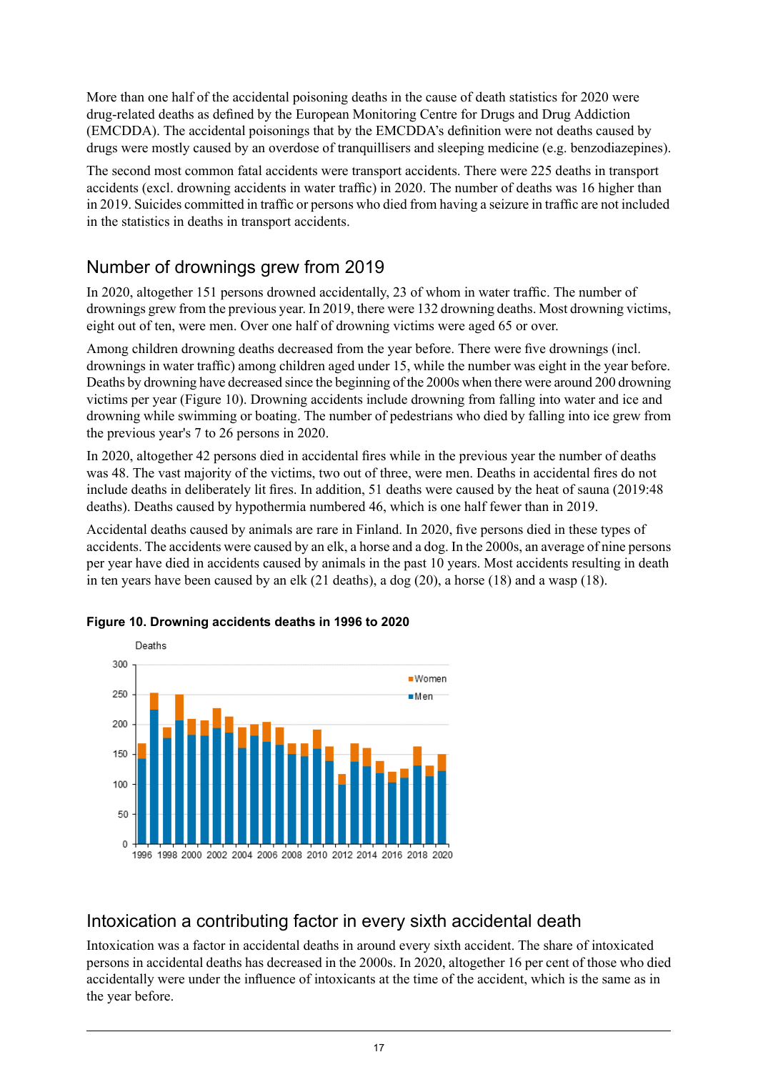More than one half of the accidental poisoning deaths in the cause of death statistics for 2020 were drug-related deaths as defined by the European Monitoring Centre for Drugs and Drug Addiction (EMCDDA). The accidental poisonings that by the EMCDDA's definition were not deaths caused by drugs were mostly caused by an overdose of tranquillisers and sleeping medicine (e.g. benzodiazepines).

The second most common fatal accidents were transport accidents. There were 225 deaths in transport accidents (excl. drowning accidents in water traffic) in 2020. The number of deaths was 16 higher than in 2019. Suicides committed in traffic or persons who died from having a seizure in traffic are not included in the statistics in deaths in transport accidents.

## Number of drownings grew from 2019

In 2020, altogether 151 persons drowned accidentally, 23 of whom in water traffic. The number of drownings grew from the previous year. In 2019, there were 132 drowning deaths. Most drowning victims, eight out of ten, were men. Over one half of drowning victims were aged 65 or over.

Among children drowning deaths decreased from the year before. There were five drownings (incl. drownings in water traffic) among children aged under 15, while the number was eight in the year before. Deaths by drowning have decreased since the beginning of the 2000s when there were around 200 drowning victims per year (Figure 10). Drowning accidents include drowning from falling into water and ice and drowning while swimming or boating. The number of pedestrians who died by falling into ice grew from the previous year's 7 to 26 persons in 2020.

In 2020, altogether 42 persons died in accidental fires while in the previous year the number of deaths was 48. The vast majority of the victims, two out of three, were men. Deaths in accidental fires do not include deaths in deliberately lit fires. In addition, 51 deaths were caused by the heat of sauna (2019:48 deaths). Deaths caused by hypothermia numbered 46, which is one half fewer than in 2019.

Accidental deaths caused by animals are rare in Finland. In 2020, five persons died in these types of accidents. The accidents were caused by an elk, a horse and a dog. In the 2000s, an average of nine persons per year have died in accidents caused by animals in the past 10 years. Most accidents resulting in death in ten years have been caused by an elk (21 deaths), a dog (20), a horse (18) and a wasp (18).

**Figure 10. Drowning accidents deaths in 1996 to 2020**

## Intoxication a contributing factor in every sixth accidental death

Intoxication was a factor in accidental deaths in around every sixth accident. The share of intoxicated persons in accidental deaths has decreased in the 2000s. In 2020, altogether 16 per cent of those who died accidentally were under the influence of intoxicants at the time of the accident, which is the same as in the year before.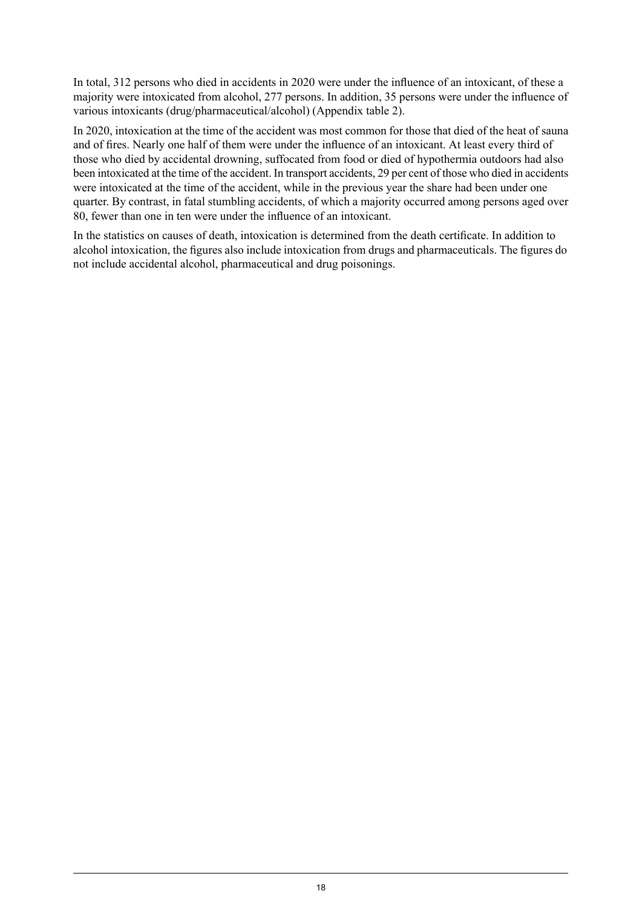In total, 312 persons who died in accidents in 2020 were under the influence of an intoxicant, of these a majority were intoxicated from alcohol, 277 persons. In addition, 35 persons were under the influence of various intoxicants (drug/pharmaceutical/alcohol) (Appendix table 2).

In 2020, intoxication at the time of the accident was most common for those that died of the heat of sauna and of fires. Nearly one half of them were under the influence of an intoxicant. At least every third of those who died by accidental drowning, suffocated from food or died of hypothermia outdoors had also been intoxicated at the time of the accident. In transport accidents, 29 per cent of those who died in accidents were intoxicated at the time of the accident, while in the previous year the share had been under one quarter. By contrast, in fatal stumbling accidents, of which a majority occurred among persons aged over 80, fewer than one in ten were under the influence of an intoxicant.

In the statistics on causes of death, intoxication is determined from the death certificate. In addition to alcohol intoxication, the figures also include intoxication from drugs and pharmaceuticals. The figures do not include accidental alcohol, pharmaceutical and drug poisonings.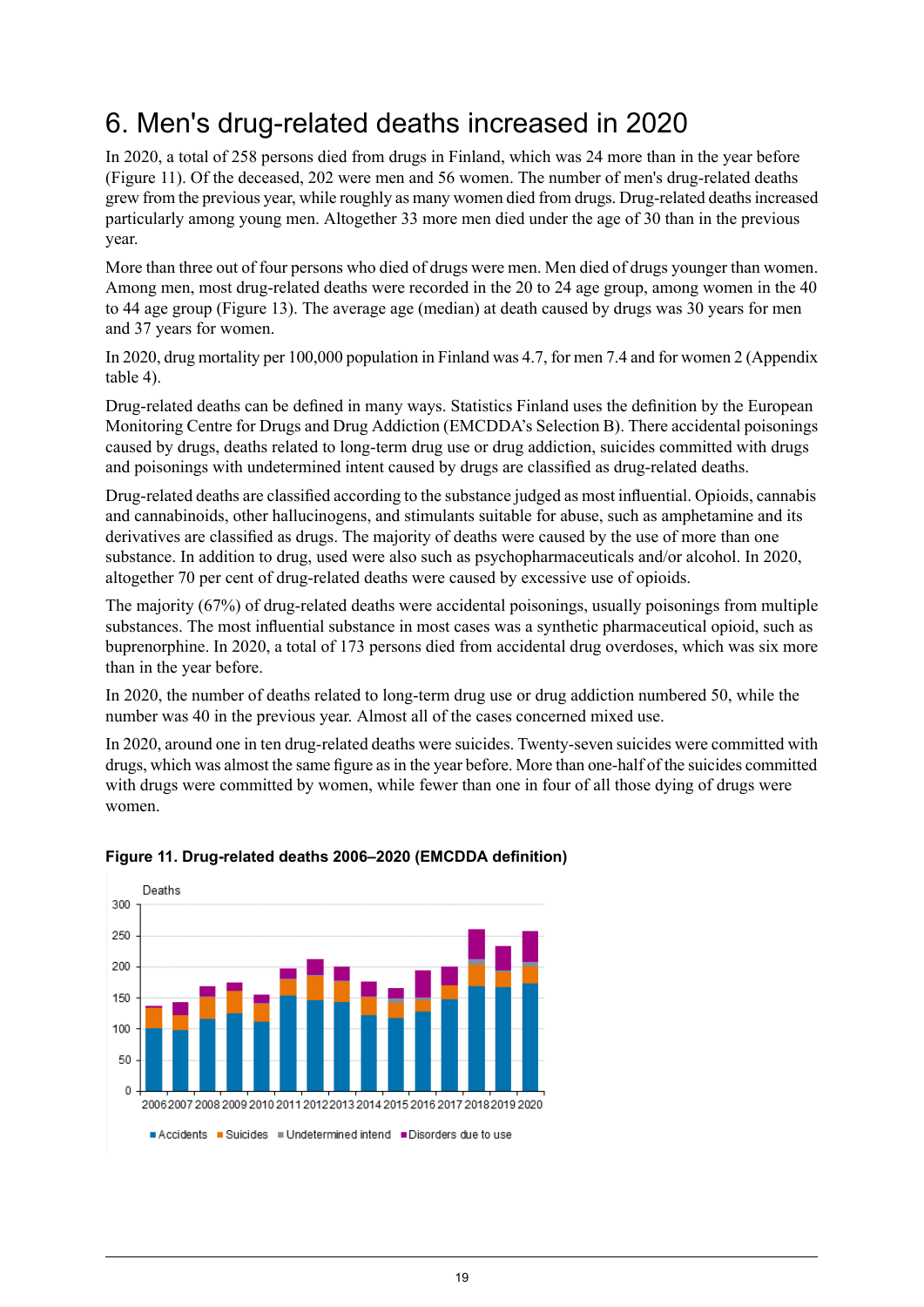# 6. Men's drug-related deaths increased in 2020

In 2020, a total of 258 persons died from drugs in Finland, which was 24 more than in the year before (Figure 11). Of the deceased, 202 were men and 56 women. The number of men's drug-related deaths grew from the previous year, while roughly as many women died from drugs. Drug-related deaths increased particularly among young men. Altogether 33 more men died under the age of 30 than in the previous year.

More than three out of four persons who died of drugs were men. Men died of drugs younger than women. Among men, most drug-related deaths were recorded in the 20 to 24 age group, among women in the 40 to 44 age group (Figure 13). The average age (median) at death caused by drugs was 30 years for men and 37 years for women.

In 2020, drug mortality per 100,000 population in Finland was 4.7, for men 7.4 and for women 2 (Appendix table 4).

Drug-related deaths can be defined in many ways. Statistics Finland uses the definition by the European Monitoring Centre for Drugs and Drug Addiction (EMCDDA's Selection B). There accidental poisonings caused by drugs, deaths related to long-term drug use or drug addiction, suicides committed with drugs and poisonings with undetermined intent caused by drugs are classified as drug-related deaths.

Drug-related deaths are classified according to the substance judged as most influential. Opioids, cannabis and cannabinoids, other hallucinogens, and stimulants suitable for abuse, such as amphetamine and its derivatives are classified as drugs. The majority of deaths were caused by the use of more than one substance. In addition to drug, used were also such as psychopharmaceuticals and/or alcohol. In 2020, altogether 70 per cent of drug-related deaths were caused by excessive use of opioids.

The majority (67%) of drug-related deaths were accidental poisonings, usually poisonings from multiple substances. The most influential substance in most cases was a synthetic pharmaceutical opioid, such as buprenorphine. In 2020, a total of 173 persons died from accidental drug overdoses, which was six more than in the year before.

In 2020, the number of deaths related to long-term drug use or drug addiction numbered 50, while the number was 40 in the previous year. Almost all of the cases concerned mixed use.

In 2020, around one in ten drug-related deaths were suicides. Twenty-seven suicides were committed with drugs, which was almost the same figure as in the year before. More than one-half of the suicides committed with drugs were committed by women, while fewer than one in four of all those dying of drugs were women.

**Figure 11. Drug-related deaths 2006–2020 (EMCDDA definition)**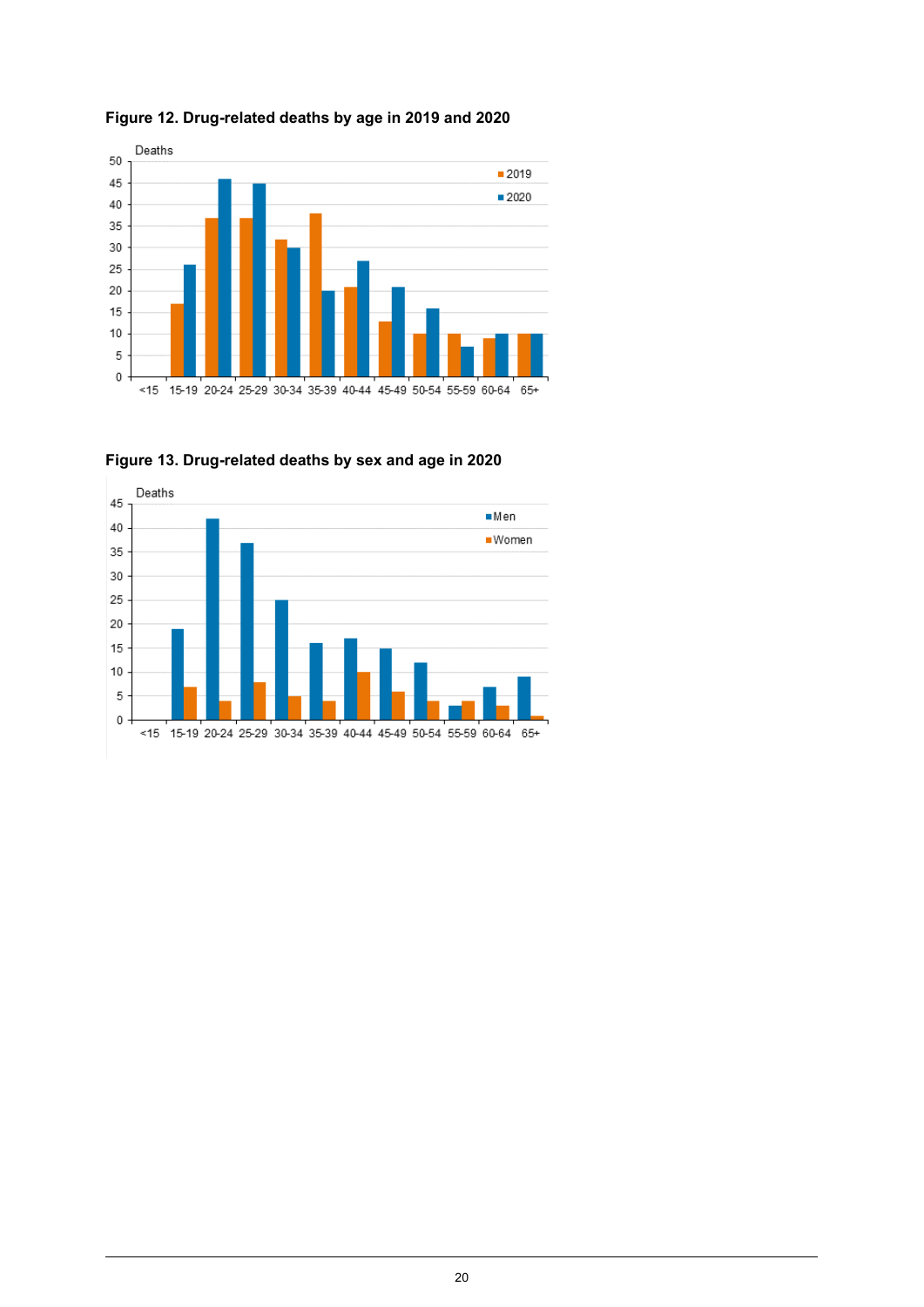**Figure 12. Drug-related deaths by age in 2019 and 2020**

**Figure 13. Drug-related deaths by sex and age in 2020**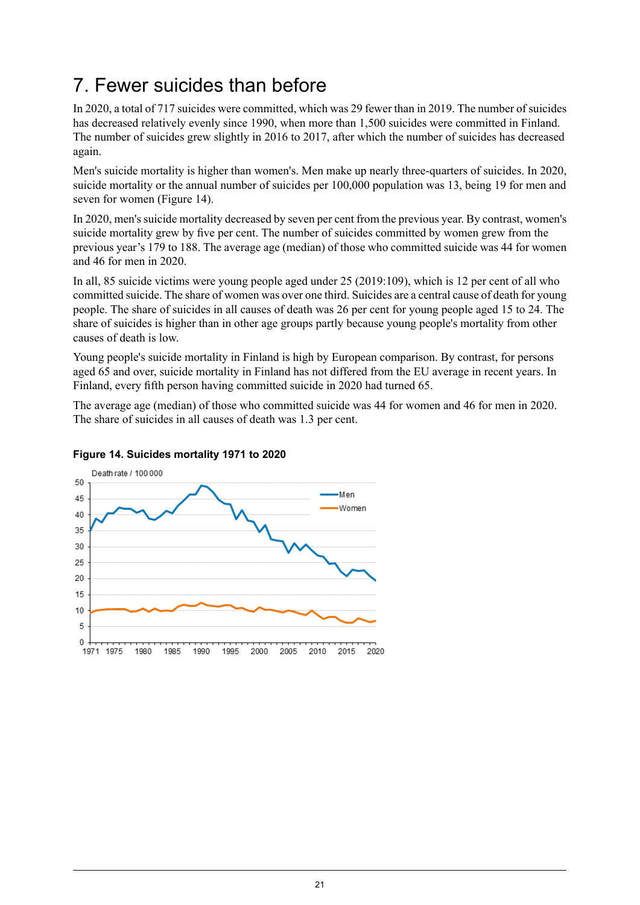# 7. Fewer suicides than before

In 2020, a total of 717 suicides were committed, which was 29 fewer than in 2019. The number of suicides has decreased relatively evenly since 1990, when more than 1,500 suicides were committed in Finland. The number of suicides grew slightly in 2016 to 2017, after which the number of suicides has decreased again.

Men's suicide mortality is higher than women's. Men make up nearly three-quarters of suicides. In 2020, suicide mortality or the annual number of suicides per 100,000 population was 13, being 19 for men and seven for women (Figure 14).

In 2020, men's suicide mortality decreased by seven per cent from the previous year. By contrast, women's suicide mortality grew by five per cent. The number of suicides committed by women grew from the previous year's 179 to 188. The average age (median) of those who committed suicide was 44 for women and 46 for men in 2020.

In all, 85 suicide victims were young people aged under 25 (2019:109), which is 12 per cent of all who committed suicide. The share of women was over one third. Suicides are a central cause of death for young people. The share of suicides in all causes of death was 26 per cent for young people aged 15 to 24. The share of suicides is higher than in other age groups partly because young people's mortality from other causes of death is low.

Young people's suicide mortality in Finland is high by European comparison. By contrast, for persons aged 65 and over, suicide mortality in Finland has not differed from the EU average in recent years. In Finland, every fifth person having committed suicide in 2020 had turned 65.

The average age (median) of those who committed suicide was 44 for women and 46 for men in 2020. The share of suicides in all causes of death was 1.3 per cent.

**Figure 14. Suicides mortality 1971 to 2020**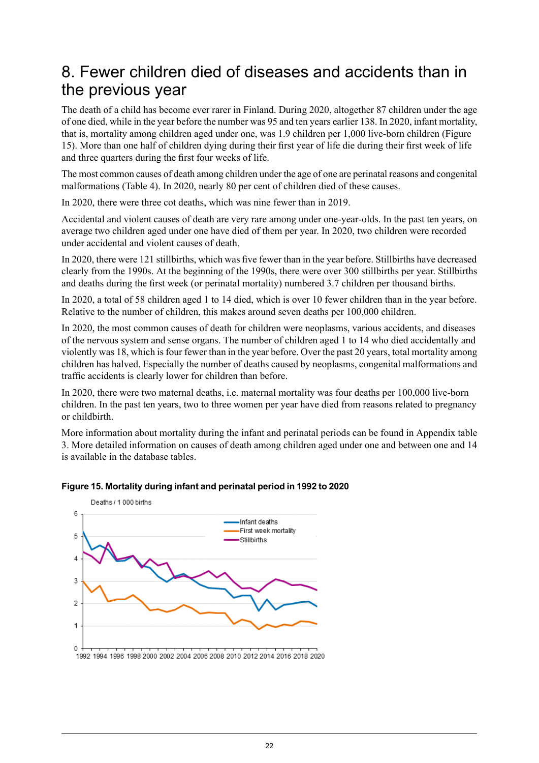# 8. Fewer children died of diseases and accidents than in the previous year

The death of a child has become ever rarer in Finland. During 2020, altogether 87 children under the age of one died, while in the year before the number was 95 and ten years earlier 138. In 2020, infant mortality, that is, mortality among children aged under one, was 1.9 children per 1,000 live-born children (Figure 15). More than one half of children dying during their first year of life die during their first week of life and three quarters during the first four weeks of life.

The most common causes of death among children under the age of one are perinatal reasons and congenital malformations (Table 4). In 2020, nearly 80 per cent of children died of these causes.

In 2020, there were three cot deaths, which was nine fewer than in 2019.

Accidental and violent causes of death are very rare among under one-year-olds. In the past ten years, on average two children aged under one have died of them per year. In 2020, two children were recorded under accidental and violent causes of death.

In 2020, there were 121 stillbirths, which was five fewer than in the year before. Stillbirths have decreased clearly from the 1990s. At the beginning of the 1990s, there were over 300 stillbirths per year. Stillbirths and deaths during the first week (or perinatal mortality) numbered 3.7 children per thousand births.

In 2020, a total of 58 children aged 1 to 14 died, which is over 10 fewer children than in the year before. Relative to the number of children, this makes around seven deaths per 100,000 children.

In 2020, the most common causes of death for children were neoplasms, various accidents, and diseases of the nervous system and sense organs. The number of children aged 1 to 14 who died accidentally and violently was 18, which is four fewer than in the year before. Over the past 20 years, total mortality among children has halved. Especially the number of deaths caused by neoplasms, congenital malformations and traffic accidents is clearly lower for children than before.

In 2020, there were two maternal deaths, i.e. maternal mortality was four deaths per 100,000 live-born children. In the past ten years, two to three women per year have died from reasons related to pregnancy or childbirth.

More information about mortality during the infant and perinatal periods can be found in Appendix table 3. More detailed information on causes of death among children aged under one and between one and 14 is available in the database tables.

**Figure 15. Mortality during infant and perinatal period in 1992 to 2020**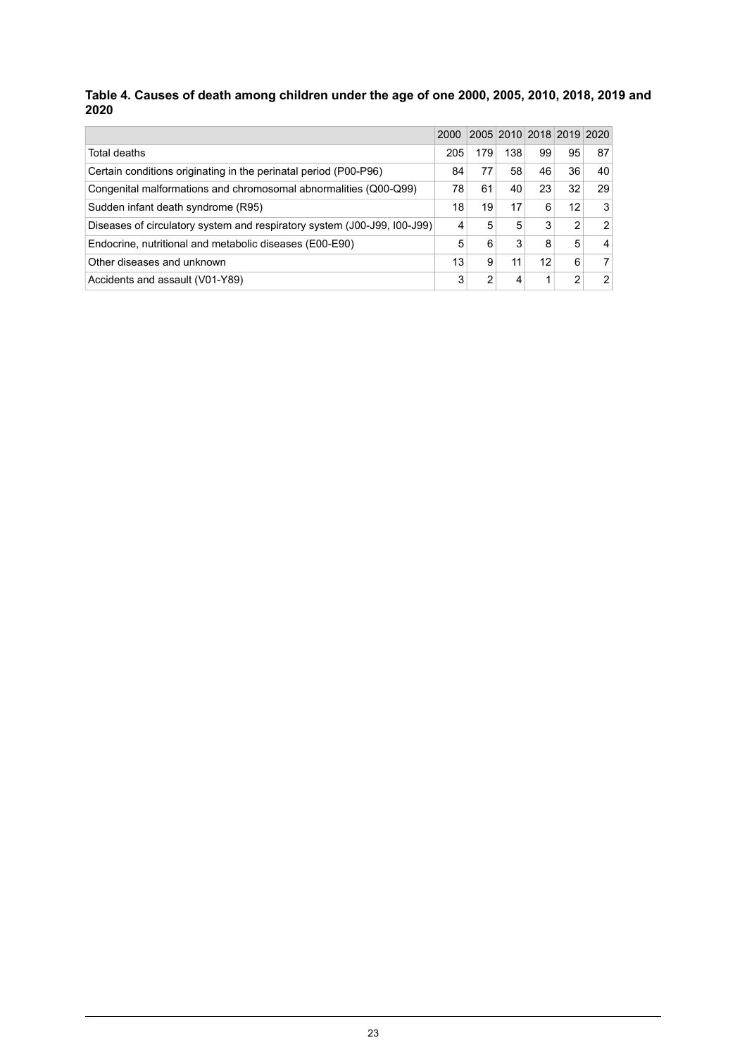### Table 4. Causes of death among children under the age of one 2000, 2005, 2010, 2018, 2019 and 2020

| | 2000 | 2005 | 2010 | 2018 | 2019 | 2020 |
|---|---|---|---|---|---|---|
| Total deaths | 205 | 179 | 138 | 99 | 95 | 87 |
| Certain conditions originating in the perinatal period (P00-P96) | 84 | 77 | 58 | 46 | 36 | 40 |
| Congenital malformations and chromosomal abnormalities (Q00-Q99) | 78 | 61 | 40 | 23 | 32 | 29 |
| Sudden infant death syndrome (R95) | 18 | 19 | 17 | 6 | 12 | 3 |
| Diseases of circulatory system and respiratory system (J00-J99, I00-J99) | 4 | 5 | 5 | 3 | 2 | 2 |
| Endocrine, nutritional and metabolic diseases (E00-E90) | 5 | 6 | 3 | 8 | 5 | 4 |
| Other diseases and unknown | 13 | 9 | 11 | 12 | 6 | 7 |
| Accidents and assault (V01-Y89) | 3 | 2 | 4 | 1 | 2 | 2 |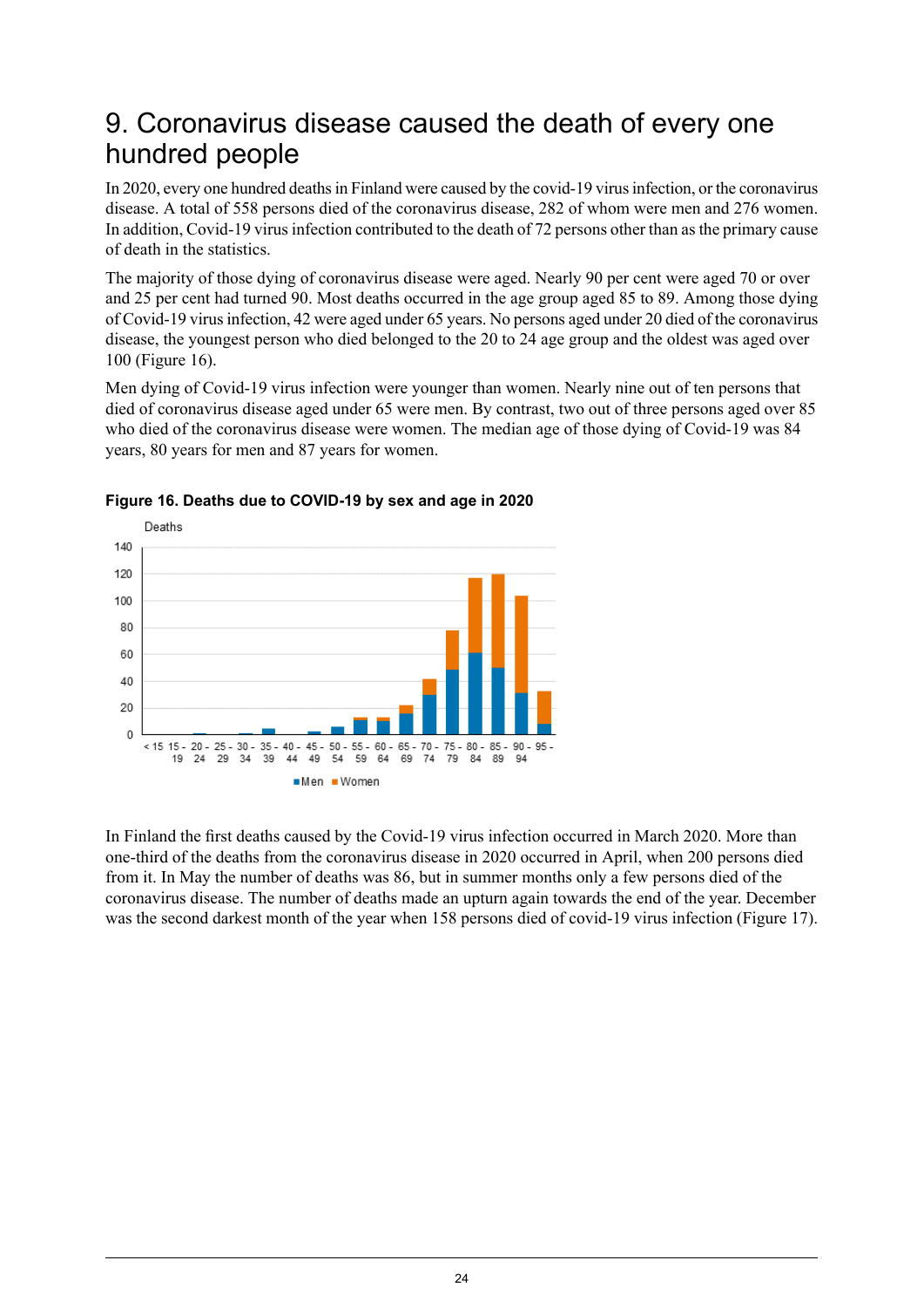# 9. Coronavirus disease caused the death of every one hundred people

In 2020, every one hundred deaths in Finland were caused by the covid-19 virus infection, or the coronavirus disease. A total of 558 persons died of the coronavirus disease, 282 of whom were men and 276 women. In addition, Covid-19 virus infection contributed to the death of 72 persons other than as the primary cause of death in the statistics.

The majority of those dying of coronavirus disease were aged. Nearly 90 per cent were aged 70 or over and 25 per cent had turned 90. Most deaths occurred in the age group aged 85 to 89. Among those dying of Covid-19 virus infection, 42 were aged under 65 years. No persons aged under 20 died of the coronavirus disease, the youngest person who died belonged to the 20 to 24 age group and the oldest was aged over 100 (Figure 16).

Men dying of Covid-19 virus infection were younger than women. Nearly nine out of ten persons that died of coronavirus disease aged under 65 were men. By contrast, two out of three persons aged over 85 who died of the coronavirus disease were women. The median age of those dying of Covid-19 was 84 years, 80 years for men and 87 years for women.

**Figure 16. Deaths due to COVID-19 by sex and age in 2020**

In Finland the first deaths caused by the Covid-19 virus infection occurred in March 2020. More than one-third of the deaths from the coronavirus disease in 2020 occurred in April, when 200 persons died from it. In May the number of deaths was 86, but in summer months only a few persons died of the coronavirus disease. The number of deaths made an upturn again towards the end of the year. December was the second darkest month of the year when 158 persons died of covid-19 virus infection (Figure 17).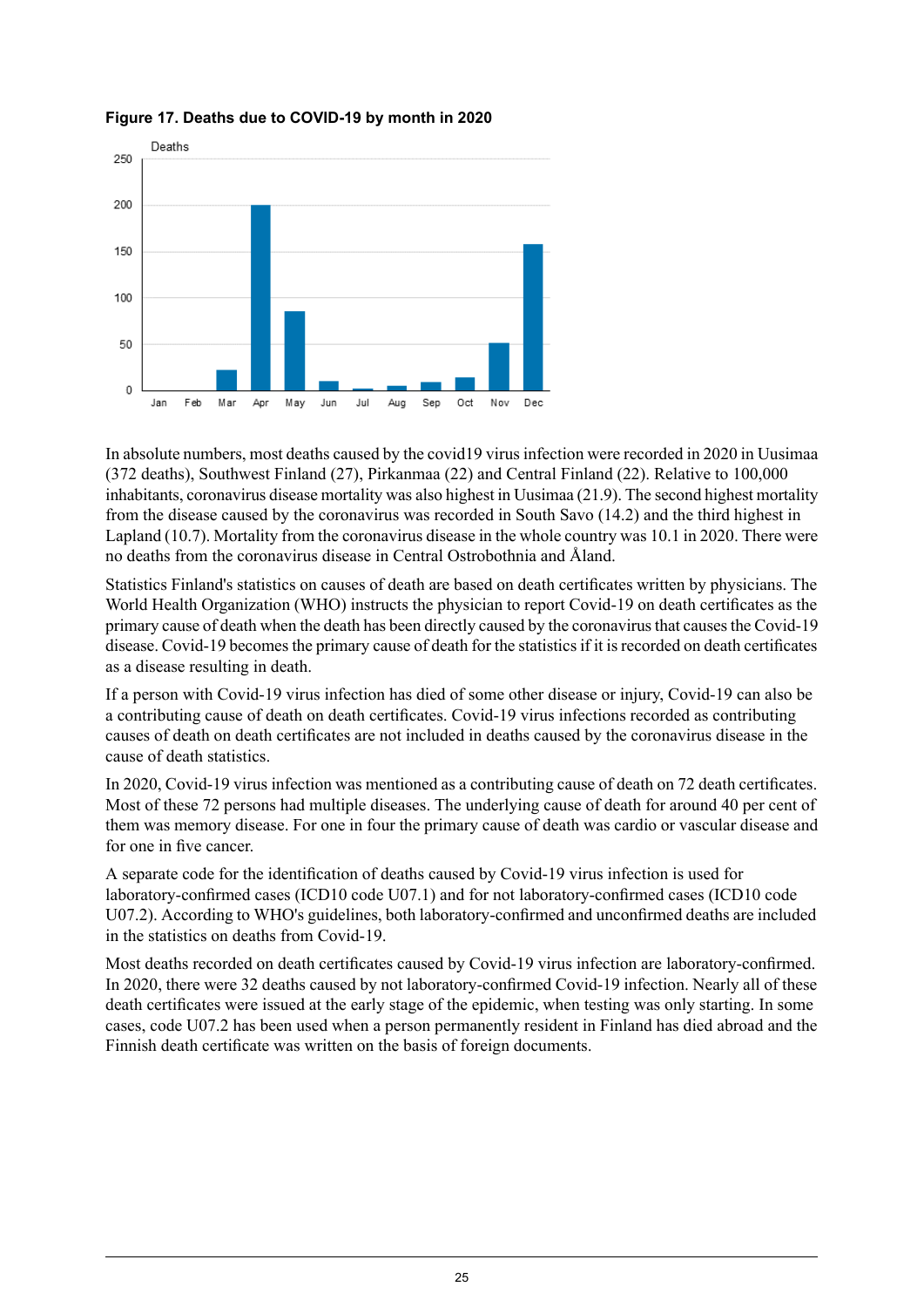**Figure 17. Deaths due to COVID-19 by month in 2020**

In absolute numbers, most deaths caused by the covid19 virus infection were recorded in 2020 in Uusimaa (372 deaths), Southwest Finland (27), Pirkanmaa (22) and Central Finland (22). Relative to 100,000 inhabitants, coronavirus disease mortality was also highest in Uusimaa (21.9). The second highest mortality from the disease caused by the coronavirus was recorded in South Savo (14.2) and the third highest in Lapland (10.7). Mortality from the coronavirus disease in the whole country was 10.1 in 2020. There were no deaths from the coronavirus disease in Central Ostrobothnia and Åland.

Statistics Finland's statistics on causes of death are based on death certificates written by physicians. The World Health Organization (WHO) instructs the physician to report Covid-19 on death certificates as the primary cause of death when the death has been directly caused by the coronavirus that causes the Covid-19 disease. Covid-19 becomes the primary cause of death for the statistics if it is recorded on death certificates as a disease resulting in death.

If a person with Covid-19 virus infection has died of some other disease or injury, Covid-19 can also be a contributing cause of death on death certificates. Covid-19 virus infections recorded as contributing causes of death on death certificates are not included in deaths caused by the coronavirus disease in the cause of death statistics.

In 2020, Covid-19 virus infection was mentioned as a contributing cause of death on 72 death certificates. Most of these 72 persons had multiple diseases. The underlying cause of death for around 40 per cent of them was memory disease. For one in four the primary cause of death was cardio or vascular disease and for one in five cancer.

A separate code for the identification of deaths caused by Covid-19 virus infection is used for laboratory-confirmed cases (ICD10 code U07.1) and for not laboratory-confirmed cases (ICD10 code U07.2). According to WHO's guidelines, both laboratory-confirmed and unconfirmed deaths are included in the statistics on deaths from Covid-19.

Most deaths recorded on death certificates caused by Covid-19 virus infection are laboratory-confirmed. In 2020, there were 32 deaths caused by not laboratory-confirmed Covid-19 infection. Nearly all of these death certificates were issued at the early stage of the epidemic, when testing was only starting. In some cases, code U07.2 has been used when a person permanently resident in Finland has died abroad and the Finnish death certificate was written on the basis of foreign documents.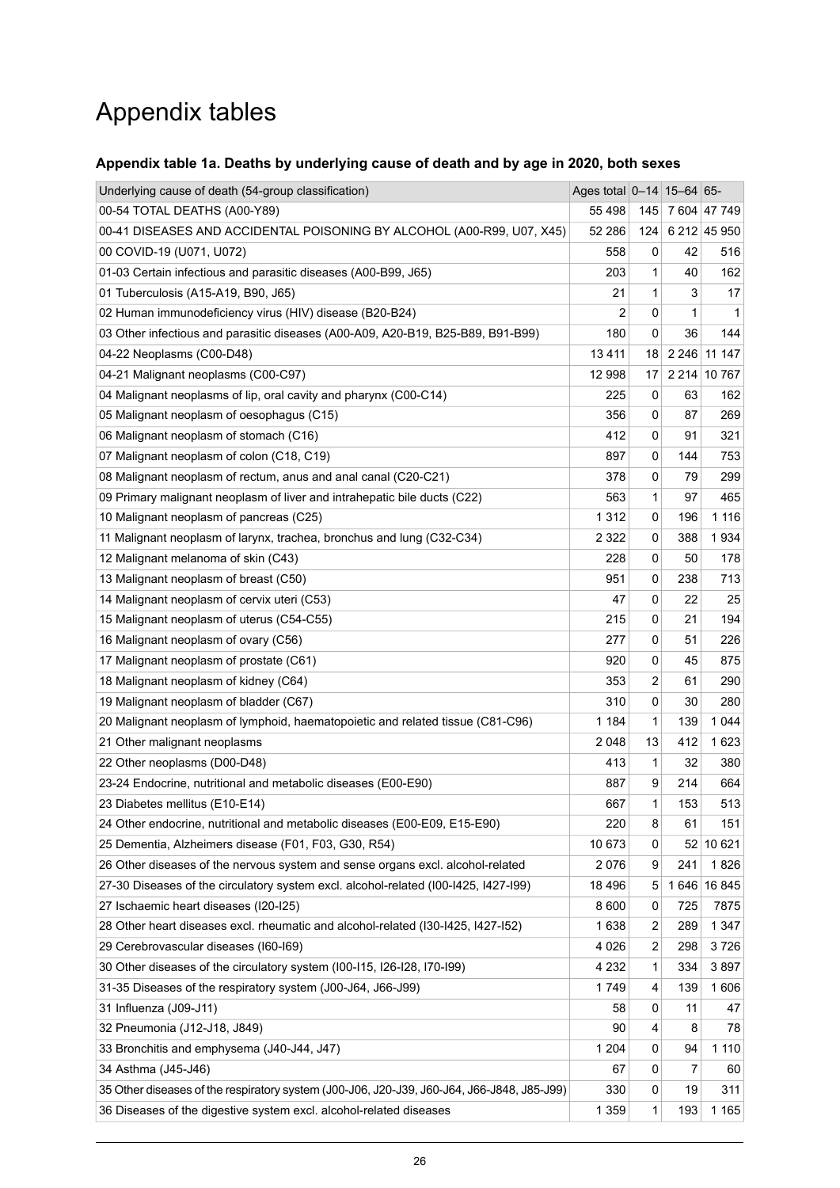# Appendix tables

### Appendix table 1a. Deaths by underlying cause of death and by age in 2020, both sexes

| Underlying cause of death (54-group classification) | Ages total | 0–14 | 15–64 | 65- |
|---|---|---|---|---|
| 00-54 TOTAL DEATHS (A00-Y89) | 55 498 | 145 | 7 604 | 47 749 |
| 00-41 DISEASES AND ACCIDENTAL POISONING BY ALCOHOL (A00-R99, U07, X45) | 52 286 | 124 | 6 212 | 45 950 |
| 00 COVID-19 (U071, U072) | 558 | 0 | 42 | 516 |
| 01-03 Certain infectious and parasitic diseases (A00-B99, J65) | 203 | 1 | 40 | 162 |
| 01 Tuberculosis (A15-A19, B90, J65) | 21 | 1 | 3 | 17 |
| 02 Human immunodeficiency virus (HIV) disease (B20-B24) | 2 | 0 | 1 | 1 |
| 03 Other infectious and parasitic diseases (A00-A09, A20-B19, B25-B89, B91-B99) | 180 | 0 | 36 | 144 |
| 04-22 Neoplasms (C00-D48) | 13 411 | 18 | 2 246 | 11 147 |
| 04-21 Malignant neoplasms (C00-C97) | 12 998 | 17 | 2 214 | 10 767 |
| 04 Malignant neoplasms of lip, oral cavity and pharynx (C00-C14) | 225 | 0 | 63 | 162 |
| 05 Malignant neoplasm of oesophagus (C15) | 356 | 0 | 87 | 269 |
| 06 Malignant neoplasm of stomach (C16) | 412 | 0 | 91 | 321 |
| 07 Malignant neoplasm of colon (C18, C19) | 897 | 0 | 144 | 753 |
| 08 Malignant neoplasm of rectum, anus and anal canal (C20-C21) | 378 | 0 | 79 | 299 |
| 09 Primary malignant neoplasm of liver and intrahepatic bile ducts (C22) | 563 | 1 | 97 | 465 |
| 10 Malignant neoplasm of pancreas (C25) | 1 312 | 0 | 196 | 1 116 |
| 11 Malignant neoplasm of larynx, trachea, bronchus and lung (C32-C34) | 2 322 | 0 | 388 | 1 934 |
| 12 Malignant melanoma of skin (C43) | 228 | 0 | 50 | 178 |
| 13 Malignant neoplasm of breast (C50) | 951 | 0 | 238 | 713 |
| 14 Malignant neoplasm of cervix uteri (C53) | 47 | 0 | 22 | 25 |
| 15 Malignant neoplasm of uterus (C54-C55) | 215 | 0 | 21 | 194 |
| 16 Malignant neoplasm of ovary (C56) | 277 | 0 | 51 | 226 |
| 17 Malignant neoplasm of prostate (C61) | 920 | 0 | 45 | 875 |
| 18 Malignant neoplasm of kidney (C64) | 353 | 2 | 61 | 290 |
| 19 Malignant neoplasm of bladder (C67) | 310 | 0 | 30 | 280 |
| 20 Malignant neoplasm of lymphoid, haematopoietic and related tissue (C81-C96) | 1 184 | 1 | 139 | 1 044 |
| 21 Other malignant neoplasms | 2 048 | 13 | 412 | 1 623 |
| 22 Other neoplasms (D00-D48) | 413 | 1 | 32 | 380 |
| 23-24 Endocrine, nutritional and metabolic diseases (E00-E90) | 887 | 9 | 214 | 664 |
| 23 Diabetes mellitus (E10-E14) | 667 | 1 | 153 | 513 |
| 24 Other endocrine, nutritional and metabolic diseases (E00-E09, E15-E90) | 220 | 8 | 61 | 151 |
| 25 Dementia, Alzheimers disease (F01, F03, G30, R54) | 10 673 | 0 | 52 | 10 621 |
| 26 Other diseases of the nervous system and sense organs excl. alcohol-related | 2 076 | 9 | 241 | 1 826 |
| 27-30 Diseases of the circulatory system excl. alcohol-related (I00-I425, I427-I99) | 18 496 | 5 | 1 646 | 16 845 |
| 27 Ischaemic heart diseases (I20-I25) | 8 600 | 0 | 725 | 7875 |
| 28 Other heart diseases excl. rheumatic and alcohol-related (I30-I425, I427-I52) | 1 638 | 2 | 289 | 1 347 |
| 29 Cerebrovascular diseases (I60-I69) | 4 026 | 2 | 298 | 3 726 |
| 30 Other diseases of the circulatory system (I00-I15, I26-I28, I70-I99) | 4 232 | 1 | 334 | 3 897 |
| 31-35 Diseases of the respiratory system (J00-J64, J66-J99) | 1 749 | 4 | 139 | 1 606 |
| 31 Influenza (J09-J11) | 58 | 0 | 11 | 47 |
| 32 Pneumonia (J12-J18, J849) | 90 | 4 | 8 | 78 |
| 33 Bronchitis and emphysema (J40-J44, J47) | 1 204 | 0 | 94 | 1 110 |
| 34 Asthma (J45-J46) | 67 | 0 | 7 | 60 |
| 35 Other diseases of the respiratory system (J00-J06, J20-J39, J60-J64, J66-J848, J85-J99) | 330 | 0 | 19 | 311 |
| 36 Diseases of the digestive system excl. alcohol-related diseases | 1 359 | 1 | 193 | 1 165 |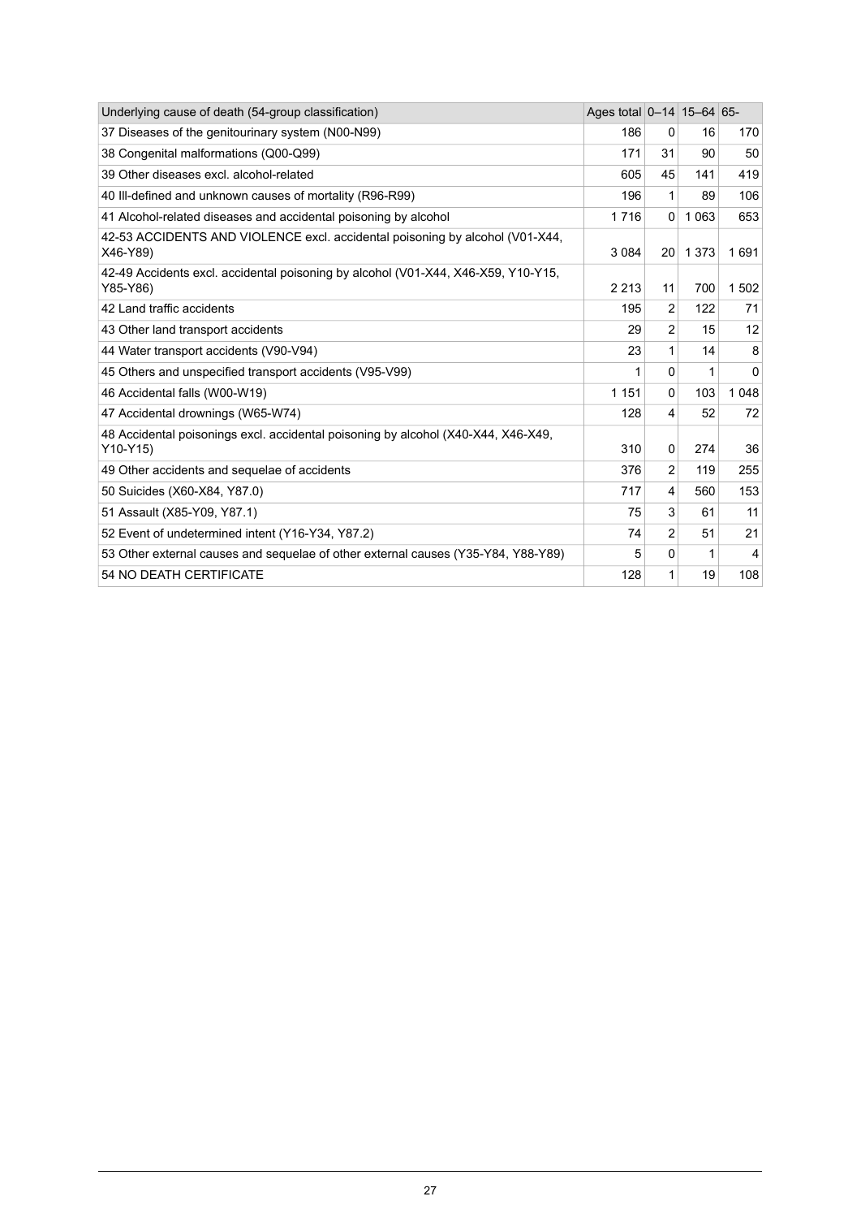| Underlying cause of death (54-group classification) | Ages total | 0–14 | 15–64 | 65- |
|---|---|---|---|---|
| 37 Diseases of the genitourinary system (N00-N99) | 186 | 0 | 16 | 170 |
| 38 Congenital malformations (Q00-Q99) | 171 | 31 | 90 | 50 |
| 39 Other diseases excl. alcohol-related | 605 | 45 | 141 | 419 |
| 40 Ill-defined and unknown causes of mortality (R96-R99) | 196 | 1 | 89 | 106 |
| 41 Alcohol-related diseases and accidental poisoning by alcohol | 1 716 | 0 | 1 063 | 653 |
| 42-53 ACCIDENTS AND VIOLENCE excl. accidental poisoning by alcohol (V01-X44, X46-Y89) | 3 084 | 20 | 1 373 | 1 691 |
| 42-49 Accidents excl. accidental poisoning by alcohol (V01-X44, X46-X59, Y10-Y15, Y85-Y86) | 2 213 | 11 | 700 | 1 502 |
| 42 Land traffic accidents | 195 | 2 | 122 | 71 |
| 43 Other land transport accidents | 29 | 2 | 15 | 12 |
| 44 Water transport accidents (V90-V94) | 23 | 1 | 14 | 8 |
| 45 Others and unspecified transport accidents (V95-V99) | 1 | 0 | 1 | 0 |
| 46 Accidental falls (W00-W19) | 1 151 | 0 | 103 | 1 048 |
| 47 Accidental drownings (W65-W74) | 128 | 4 | 52 | 72 |
| 48 Accidental poisonings excl. accidental poisoning by alcohol (X40-X44, X46-X49, Y10-Y15) | 310 | 0 | 274 | 36 |
| 49 Other accidents and sequelae of accidents | 376 | 2 | 119 | 255 |
| 50 Suicides (X60-X84, Y87.0) | 717 | 4 | 560 | 153 |
| 51 Assault (X85-Y09, Y87.1) | 75 | 3 | 61 | 11 |
| 52 Event of undetermined intent (Y16-Y34, Y87.2) | 74 | 2 | 51 | 21 |
| 53 Other external causes and sequelae of other external causes (Y35-Y84, Y88-Y89) | 5 | 0 | 1 | 4 |
| 54 NO DEATH CERTIFICATE | 128 | 1 | 19 | 108 |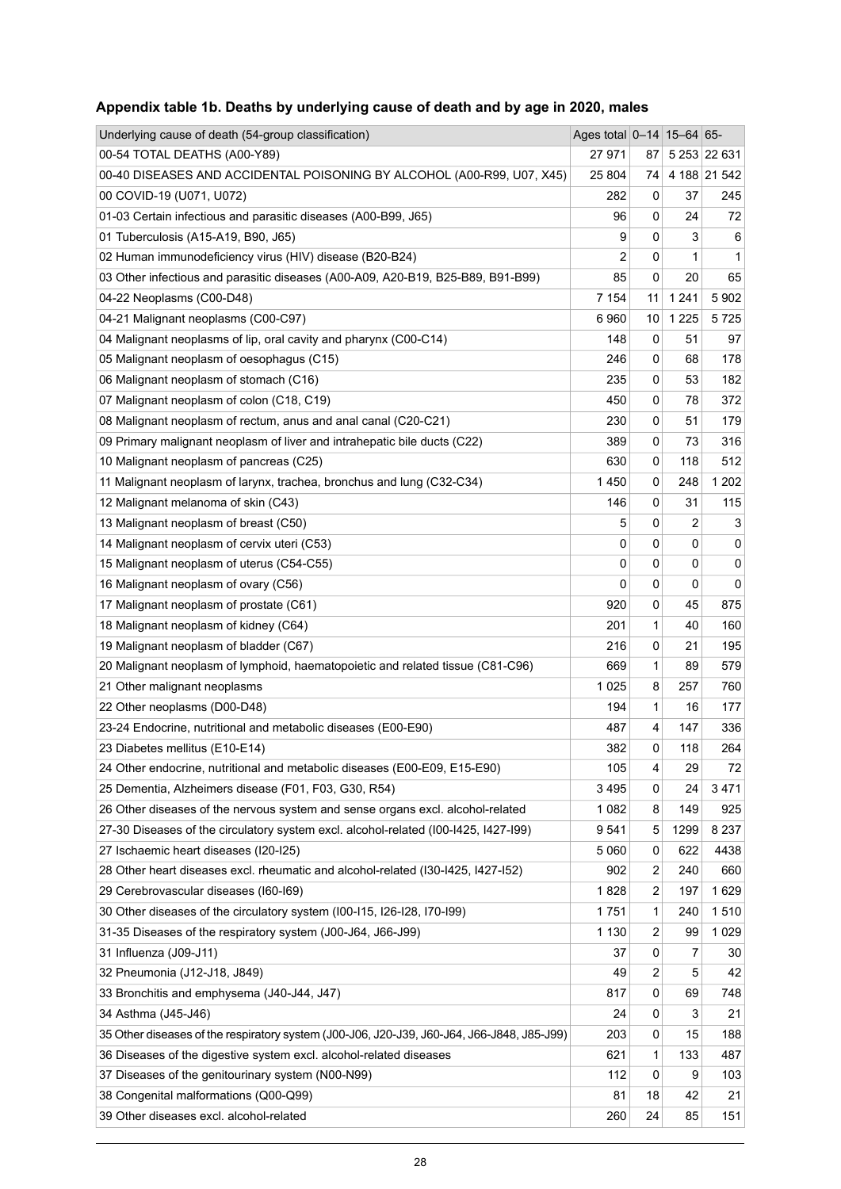## Appendix table 1b. Deaths by underlying cause of death and by age in 2020, males

| Underlying cause of death (54-group classification) | Ages total | 0–14 | 15–64 | 65- |
|---|---|---|---|---|
| 00-54 TOTAL DEATHS (A00-Y89) | 27 971 | 87 | 5 253 | 22 631 |
| 00-40 DISEASES AND ACCIDENTAL POISONING BY ALCOHOL (A00-R99, U07, X45) | 25 804 | 74 | 4 188 | 21 542 |
| 00 COVID-19 (U071, U072) | 282 | 0 | 37 | 245 |
| 01-03 Certain infectious and parasitic diseases (A00-B99, J65) | 96 | 0 | 24 | 72 |
| 01 Tuberculosis (A15-A19, B90, J65) | 9 | 0 | 3 | 6 |
| 02 Human immunodeficiency virus (HIV) disease (B20-B24) | 2 | 0 | 1 | 1 |
| 03 Other infectious and parasitic diseases (A00-A09, A20-B19, B25-B89, B91-B99) | 85 | 0 | 20 | 65 |
| 04-22 Neoplasms (C00-D48) | 7 154 | 11 | 1 241 | 5 902 |
| 04-21 Malignant neoplasms (C00-C97) | 6 960 | 10 | 1 225 | 5 725 |
| 04 Malignant neoplasms of lip, oral cavity and pharynx (C00-C14) | 148 | 0 | 51 | 97 |
| 05 Malignant neoplasm of oesophagus (C15) | 246 | 0 | 68 | 178 |
| 06 Malignant neoplasm of stomach (C16) | 235 | 0 | 53 | 182 |
| 07 Malignant neoplasm of colon (C18, C19) | 450 | 0 | 78 | 372 |
| 08 Malignant neoplasm of rectum, anus and anal canal (C20-C21) | 230 | 0 | 51 | 179 |
| 09 Primary malignant neoplasm of liver and intrahepatic bile ducts (C22) | 389 | 0 | 73 | 316 |
| 10 Malignant neoplasm of pancreas (C25) | 630 | 0 | 118 | 512 |
| 11 Malignant neoplasm of larynx, trachea, bronchus and lung (C32-C34) | 1 450 | 0 | 248 | 1 202 |
| 12 Malignant melanoma of skin (C43) | 146 | 0 | 31 | 115 |
| 13 Malignant neoplasm of breast (C50) | 5 | 0 | 2 | 3 |
| 14 Malignant neoplasm of cervix uteri (C53) | 0 | 0 | 0 | 0 |
| 15 Malignant neoplasm of uterus (C54-C55) | 0 | 0 | 0 | 0 |
| 16 Malignant neoplasm of ovary (C56) | 0 | 0 | 0 | 0 |
| 17 Malignant neoplasm of prostate (C61) | 920 | 0 | 45 | 875 |
| 18 Malignant neoplasm of kidney (C64) | 201 | 1 | 40 | 160 |
| 19 Malignant neoplasm of bladder (C67) | 216 | 0 | 21 | 195 |
| 20 Malignant neoplasm of lymphoid, haematopoietic and related tissue (C81-C96) | 669 | 1 | 89 | 579 |
| 21 Other malignant neoplasms | 1 025 | 8 | 257 | 760 |
| 22 Other neoplasms (D00-D48) | 194 | 1 | 16 | 177 |
| 23-24 Endocrine, nutritional and metabolic diseases (E00-E90) | 487 | 4 | 147 | 336 |
| 23 Diabetes mellitus (E10-E14) | 382 | 0 | 118 | 264 |
| 24 Other endocrine, nutritional and metabolic diseases (E00-E09, E15-E90) | 105 | 4 | 29 | 72 |
| 25 Dementia, Alzheimers disease (F01, F03, G30, R54) | 3 495 | 0 | 24 | 3 471 |
| 26 Other diseases of the nervous system and sense organs excl. alcohol-related | 1 082 | 8 | 149 | 925 |
| 27-30 Diseases of the circulatory system excl. alcohol-related (I00-I425, I427-I99) | 9 541 | 5 | 1299 | 8 237 |
| 27 Ischaemic heart diseases (I20-I25) | 5 060 | 0 | 622 | 4438 |
| 28 Other heart diseases excl. rheumatic and alcohol-related (I30-I425, I427-I52) | 902 | 2 | 240 | 660 |
| 29 Cerebrovascular diseases (I60-I69) | 1 828 | 2 | 197 | 1 629 |
| 30 Other diseases of the circulatory system (I00-I15, I26-I28, I70-I99) | 1 751 | 1 | 240 | 1 510 |
| 31-35 Diseases of the respiratory system (J00-J64, J66-J99) | 1 130 | 2 | 99 | 1 029 |
| 31 Influenza (J09-J11) | 37 | 0 | 7 | 30 |
| 32 Pneumonia (J12-J18, J849) | 49 | 2 | 5 | 42 |
| 33 Bronchitis and emphysema (J40-J44, J47) | 817 | 0 | 69 | 748 |
| 34 Asthma (J45-J46) | 24 | 0 | 3 | 21 |
| 35 Other diseases of the respiratory system (J00-J06, J20-J39, J60-J64, J66-J848, J85-J99) | 203 | 0 | 15 | 188 |
| 36 Diseases of the digestive system excl. alcohol-related diseases | 621 | 1 | 133 | 487 |
| 37 Diseases of the genitourinary system (N00-N99) | 112 | 0 | 9 | 103 |
| 38 Congenital malformations (Q00-Q99) | 81 | 18 | 42 | 21 |
| 39 Other diseases excl. alcohol-related | 260 | 24 | 85 | 151 |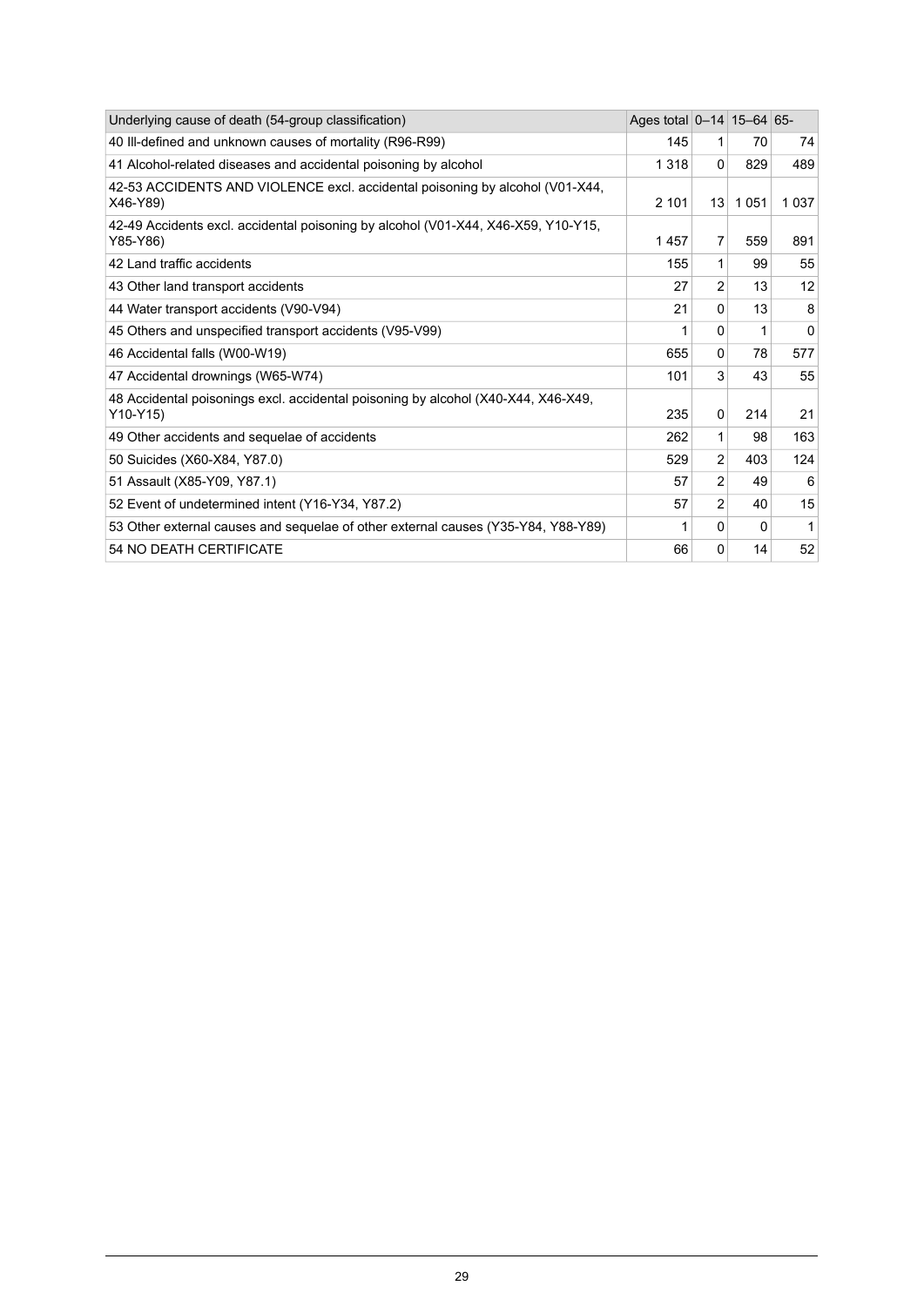| Underlying cause of death (54-group classification) | Ages total | 0–14 | 15–64 | 65- |
|---|---|---|---|---|
| 40 Ill-defined and unknown causes of mortality (R96-R99) | 145 | 1 | 70 | 74 |
| 41 Alcohol-related diseases and accidental poisoning by alcohol | 1 318 | 0 | 829 | 489 |
| 42-53 ACCIDENTS AND VIOLENCE excl. accidental poisoning by alcohol (V01-X44, X46-Y89) | 2 101 | 13 | 1 051 | 1 037 |
| 42-49 Accidents excl. accidental poisoning by alcohol (V01-X44, X46-X59, Y10-Y15, Y85-Y86) | 1 457 | 7 | 559 | 891 |
| 42 Land traffic accidents | 155 | 1 | 99 | 55 |
| 43 Other land transport accidents | 27 | 2 | 13 | 12 |
| 44 Water transport accidents (V90-V94) | 21 | 0 | 13 | 8 |
| 45 Others and unspecified transport accidents (V95-V99) | 1 | 0 | 1 | 0 |
| 46 Accidental falls (W00-W19) | 655 | 0 | 78 | 577 |
| 47 Accidental drownings (W65-W74) | 101 | 3 | 43 | 55 |
| 48 Accidental poisonings excl. accidental poisoning by alcohol (X40-X44, X46-X49, Y10-Y15) | 235 | 0 | 214 | 21 |
| 49 Other accidents and sequelae of accidents | 262 | 1 | 98 | 163 |
| 50 Suicides (X60-X84, Y87.0) | 529 | 2 | 403 | 124 |
| 51 Assault (X85-Y09, Y87.1) | 57 | 2 | 49 | 6 |
| 52 Event of undetermined intent (Y16-Y34, Y87.2) | 57 | 2 | 40 | 15 |
| 53 Other external causes and sequelae of other external causes (Y35-Y84, Y88-Y89) | 1 | 0 | 0 | 1 |
| 54 NO DEATH CERTIFICATE | 66 | 0 | 14 | 52 |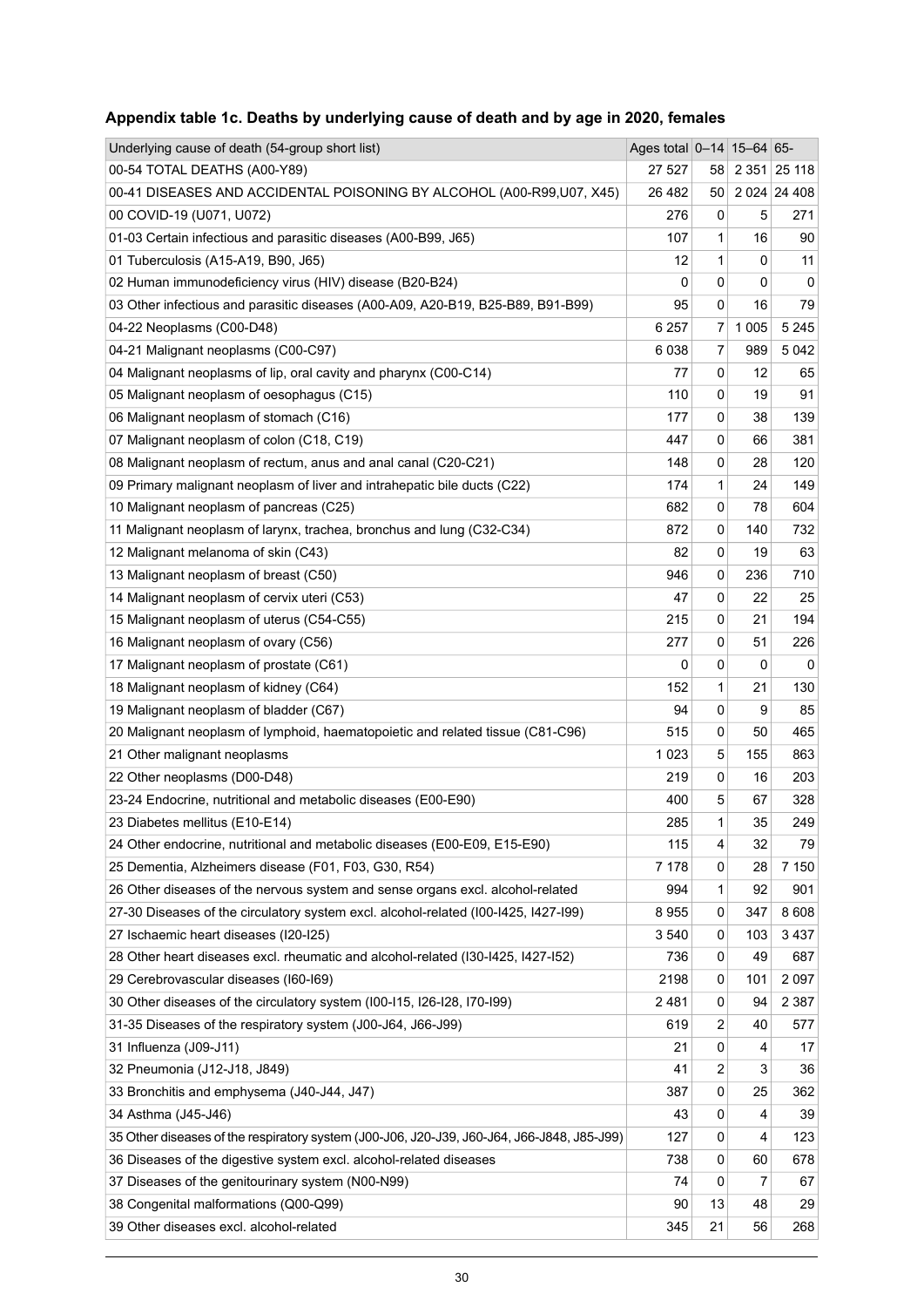### Appendix table 1c. Deaths by underlying cause of death and by age in 2020, females

| Underlying cause of death (54-group short list) | Ages total | 0–14 | 15–64 | 65- |
|---|---|---|---|---|
| 00-54 TOTAL DEATHS (A00-Y89) | 27 527 | 58 | 2 351 | 25 118 |
| 00-41 DISEASES AND ACCIDENTAL POISONING BY ALCOHOL (A00-R99,U07, X45) | 26 482 | 50 | 2 024 | 24 408 |
| 00 COVID-19 (U071, U072) | 276 | 0 | 5 | 271 |
| 01-03 Certain infectious and parasitic diseases (A00-B99, J65) | 107 | 1 | 16 | 90 |
| 01 Tuberculosis (A15-A19, B90, J65) | 12 | 1 | 0 | 11 |
| 02 Human immunodeficiency virus (HIV) disease (B20-B24) | 0 | 0 | 0 | 0 |
| 03 Other infectious and parasitic diseases (A00-A09, A20-B19, B25-B89, B91-B99) | 95 | 0 | 16 | 79 |
| 04-22 Neoplasms (C00-D48) | 6 257 | 7 | 1 005 | 5 245 |
| 04-21 Malignant neoplasms (C00-C97) | 6 038 | 7 | 989 | 5 042 |
| 04 Malignant neoplasms of lip, oral cavity and pharynx (C00-C14) | 77 | 0 | 12 | 65 |
| 05 Malignant neoplasm of oesophagus (C15) | 110 | 0 | 19 | 91 |
| 06 Malignant neoplasm of stomach (C16) | 177 | 0 | 38 | 139 |
| 07 Malignant neoplasm of colon (C18, C19) | 447 | 0 | 66 | 381 |
| 08 Malignant neoplasm of rectum, anus and anal canal (C20-C21) | 148 | 0 | 28 | 120 |
| 09 Primary malignant neoplasm of liver and intrahepatic bile ducts (C22) | 174 | 1 | 24 | 149 |
| 10 Malignant neoplasm of pancreas (C25) | 682 | 0 | 78 | 604 |
| 11 Malignant neoplasm of larynx, trachea, bronchus and lung (C32-C34) | 872 | 0 | 140 | 732 |
| 12 Malignant melanoma of skin (C43) | 82 | 0 | 19 | 63 |
| 13 Malignant neoplasm of breast (C50) | 946 | 0 | 236 | 710 |
| 14 Malignant neoplasm of cervix uteri (C53) | 47 | 0 | 22 | 25 |
| 15 Malignant neoplasm of uterus (C54-C55) | 215 | 0 | 21 | 194 |
| 16 Malignant neoplasm of ovary (C56) | 277 | 0 | 51 | 226 |
| 17 Malignant neoplasm of prostate (C61) | 0 | 0 | 0 | 0 |
| 18 Malignant neoplasm of kidney (C64) | 152 | 1 | 21 | 130 |
| 19 Malignant neoplasm of bladder (C67) | 94 | 0 | 9 | 85 |
| 20 Malignant neoplasm of lymphoid, haematopoietic and related tissue (C81-C96) | 515 | 0 | 50 | 465 |
| 21 Other malignant neoplasms | 1 023 | 5 | 155 | 863 |
| 22 Other neoplasms (D00-D48) | 219 | 0 | 16 | 203 |
| 23-24 Endocrine, nutritional and metabolic diseases (E00-E90) | 400 | 5 | 67 | 328 |
| 23 Diabetes mellitus (E10-E14) | 285 | 1 | 35 | 249 |
| 24 Other endocrine, nutritional and metabolic diseases (E00-E09, E15-E90) | 115 | 4 | 32 | 79 |
| 25 Dementia, Alzheimers disease (F01, F03, G30, R54) | 7 178 | 0 | 28 | 7 150 |
| 26 Other diseases of the nervous system and sense organs excl. alcohol-related | 994 | 1 | 92 | 901 |
| 27-30 Diseases of the circulatory system excl. alcohol-related (I00-I425, I427-I99) | 8 955 | 0 | 347 | 8 608 |
| 27 Ischaemic heart diseases (I20-I25) | 3 540 | 0 | 103 | 3 437 |
| 28 Other heart diseases excl. rheumatic and alcohol-related (I30-I425, I427-I52) | 736 | 0 | 49 | 687 |
| 29 Cerebrovascular diseases (I60-I69) | 2198 | 0 | 101 | 2 097 |
| 30 Other diseases of the circulatory system (I00-I15, I26-I28, I70-I99) | 2 481 | 0 | 94 | 2 387 |
| 31-35 Diseases of the respiratory system (J00-J64, J66-J99) | 619 | 2 | 40 | 577 |
| 31 Influenza (J09-J11) | 21 | 0 | 4 | 17 |
| 32 Pneumonia (J12-J18, J849) | 41 | 2 | 3 | 36 |
| 33 Bronchitis and emphysema (J40-J44, J47) | 387 | 0 | 25 | 362 |
| 34 Asthma (J45-J46) | 43 | 0 | 4 | 39 |
| 35 Other diseases of the respiratory system (J00-J06, J20-J39, J60-J64, J66-J848, J85-J99) | 127 | 0 | 4 | 123 |
| 36 Diseases of the digestive system excl. alcohol-related diseases | 738 | 0 | 60 | 678 |
| 37 Diseases of the genitourinary system (N00-N99) | 74 | 0 | 7 | 67 |
| 38 Congenital malformations (Q00-Q99) | 90 | 13 | 48 | 29 |
| 39 Other diseases excl. alcohol-related | 345 | 21 | 56 | 268 |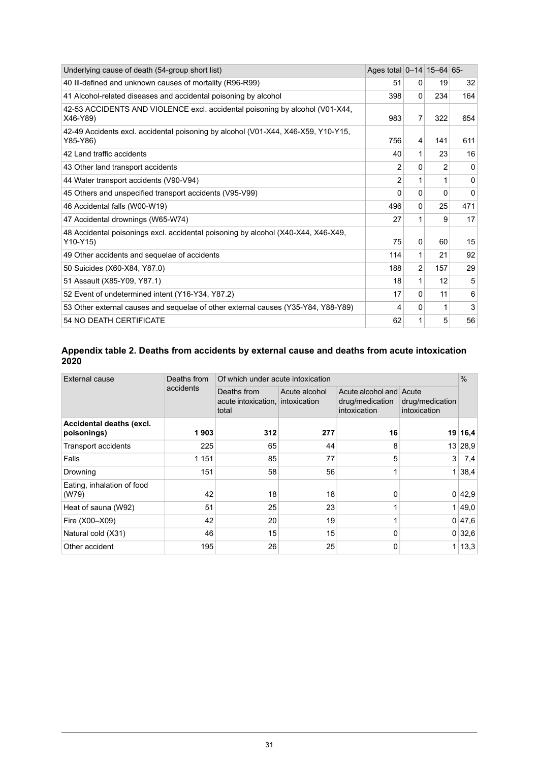| Underlying cause of death (54-group short list) | Ages total | 0–14 | 15–64 | 65- |
|---|---|---|---|---|
| 40 Ill-defined and unknown causes of mortality (R96-R99) | 51 | 0 | 19 | 32 |
| 41 Alcohol-related diseases and accidental poisoning by alcohol | 398 | 0 | 234 | 164 |
| 42-53 ACCIDENTS AND VIOLENCE excl. accidental poisoning by alcohol (V01-X44, X46-Y89) | 983 | 7 | 322 | 654 |
| 42-49 Accidents excl. accidental poisoning by alcohol (V01-X44, X46-X59, Y10-Y15, Y85-Y86) | 756 | 4 | 141 | 611 |
| 42 Land traffic accidents | 40 | 1 | 23 | 16 |
| 43 Other land transport accidents | 2 | 0 | 2 | 0 |
| 44 Water transport accidents (V90-V94) | 2 | 1 | 1 | 0 |
| 45 Others and unspecified transport accidents (V95-V99) | 0 | 0 | 0 | 0 |
| 46 Accidental falls (W00-W19) | 496 | 0 | 25 | 471 |
| 47 Accidental drownings (W65-W74) | 27 | 1 | 9 | 17 |
| 48 Accidental poisonings excl. accidental poisoning by alcohol (X40-X44, X46-X49, Y10-Y15) | 75 | 0 | 60 | 15 |
| 49 Other accidents and sequelae of accidents | 114 | 1 | 21 | 92 |
| 50 Suicides (X60-X84, Y87.0) | 188 | 2 | 157 | 29 |
| 51 Assault (X85-Y09, Y87.1) | 18 | 1 | 12 | 5 |
| 52 Event of undetermined intent (Y16-Y34, Y87.2) | 17 | 0 | 11 | 6 |
| 53 Other external causes and sequelae of other external causes (Y35-Y84, Y88-Y89) | 4 | 0 | 1 | 3 |
| 54 NO DEATH CERTIFICATE | 62 | 1 | 5 | 56 |

### Appendix table 2. Deaths from accidents by external cause and deaths from acute intoxication 2020

| External cause | Deaths from accidents | Of which under acute intoxication | | | | % |
|---|---|---|---|---|---|---|
| | | Deaths from acute intoxication, total | Acute alcohol intoxication | Acute alcohol and drug/medication intoxication | Acute drug/medication intoxication | |
| **Accidental deaths (excl. poisonings)** | **1 903** | **312** | **277** | **16** | **19** | **16,4** |
| Transport accidents | 225 | 65 | 44 | 8 | 13 | 28,9 |
| Falls | 1 151 | 85 | 77 | 5 | 3 | 7,4 |
| Drowning | 151 | 58 | 56 | 1 | 1 | 38,4 |
| Eating, inhalation of food (W79) | 42 | 18 | 18 | 0 | 0 | 42,9 |
| Heat of sauna (W92) | 51 | 25 | 23 | 1 | 1 | 49,0 |
| Fire (X00–X09) | 42 | 20 | 19 | 1 | 0 | 47,6 |
| Natural cold (X31) | 46 | 15 | 15 | 0 | 0 | 32,6 |
| Other accident | 195 | 26 | 25 | 0 | 1 | 13,3 |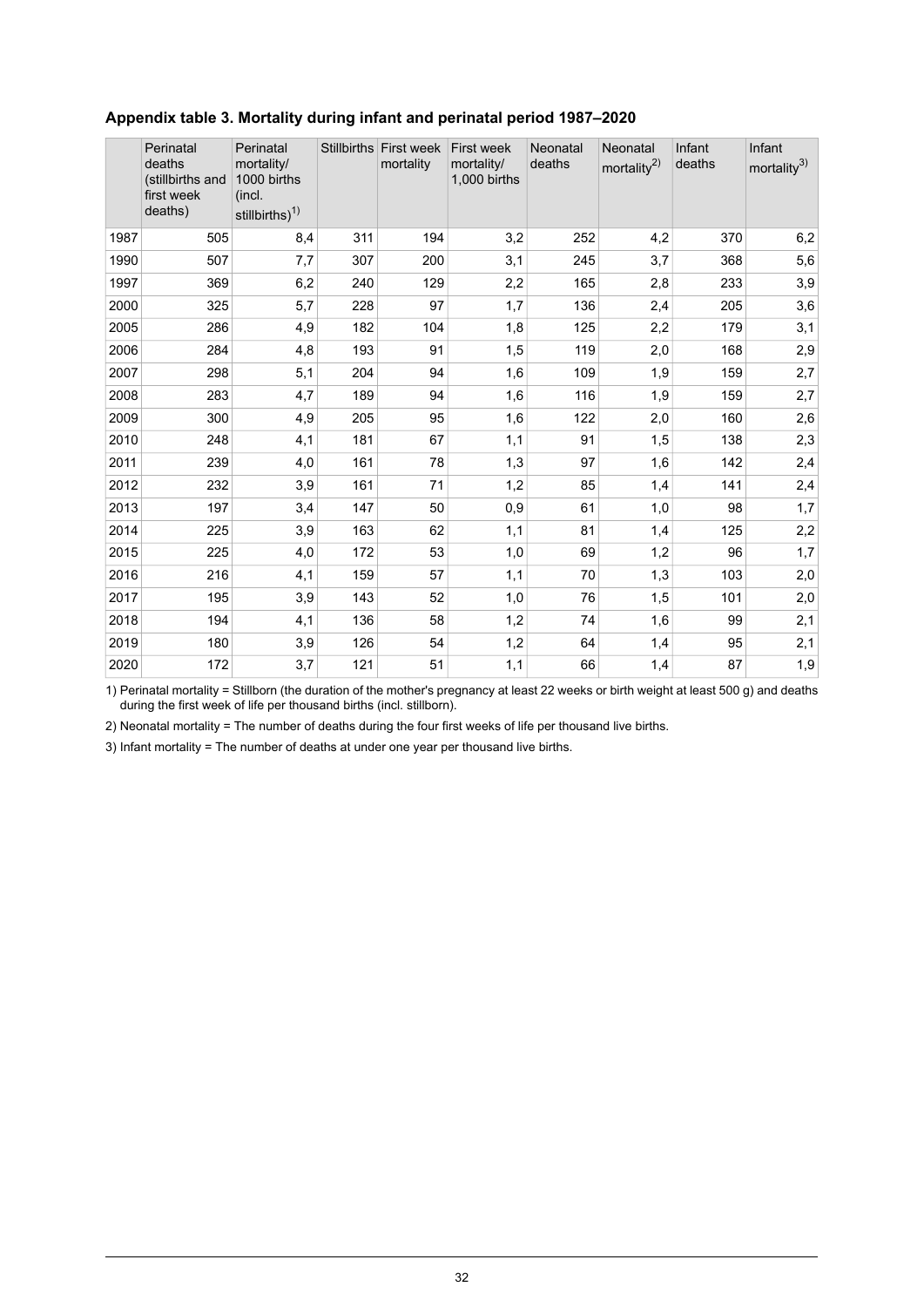### Appendix table 3. Mortality during infant and perinatal period 1987–2020

| | Perinatal deaths (stillbirths and first week deaths) | Perinatal mortality/ 1000 births (incl. stillbirths)[1)] | Stillbirths | First week mortality | First week mortality/ 1,000 births | Neonatal deaths | Neonatal mortality[2)] | Infant deaths | Infant mortality[3)] |
|---|---|---|---|---|---|---|---|---|---|
| 1987 | 505 | 8,4 | 311 | 194 | 3,2 | 252 | 4,2 | 370 | 6,2 |
| 1990 | 507 | 7,7 | 307 | 200 | 3,1 | 245 | 3,7 | 368 | 5,6 |
| 1997 | 369 | 6,2 | 240 | 129 | 2,2 | 165 | 2,8 | 233 | 3,9 |
| 2000 | 325 | 5,7 | 228 | 97 | 1,7 | 136 | 2,4 | 205 | 3,6 |
| 2005 | 286 | 4,9 | 182 | 104 | 1,8 | 125 | 2,2 | 179 | 3,1 |
| 2006 | 284 | 4,8 | 193 | 91 | 1,5 | 119 | 2,0 | 168 | 2,9 |
| 2007 | 298 | 5,1 | 204 | 94 | 1,6 | 109 | 1,9 | 159 | 2,7 |
| 2008 | 283 | 4,7 | 189 | 94 | 1,6 | 116 | 1,9 | 159 | 2,7 |
| 2009 | 300 | 4,9 | 205 | 95 | 1,6 | 122 | 2,0 | 160 | 2,6 |
| 2010 | 248 | 4,1 | 181 | 67 | 1,1 | 91 | 1,5 | 138 | 2,3 |
| 2011 | 239 | 4,0 | 161 | 78 | 1,3 | 97 | 1,6 | 142 | 2,4 |
| 2012 | 232 | 3,9 | 161 | 71 | 1,2 | 85 | 1,4 | 141 | 2,4 |
| 2013 | 197 | 3,4 | 147 | 50 | 0,9 | 61 | 1,0 | 98 | 1,7 |
| 2014 | 225 | 3,9 | 163 | 62 | 1,1 | 81 | 1,4 | 125 | 2,2 |
| 2015 | 225 | 4,0 | 172 | 53 | 1,0 | 69 | 1,2 | 96 | 1,7 |
| 2016 | 216 | 4,1 | 159 | 57 | 1,1 | 70 | 1,3 | 103 | 2,0 |
| 2017 | 195 | 3,9 | 143 | 52 | 1,0 | 76 | 1,5 | 101 | 2,0 |
| 2018 | 194 | 4,1 | 136 | 58 | 1,2 | 74 | 1,6 | 99 | 2,1 |
| 2019 | 180 | 3,9 | 126 | 54 | 1,2 | 64 | 1,4 | 95 | 2,1 |
| 2020 | 172 | 3,7 | 121 | 51 | 1,1 | 66 | 1,4 | 87 | 1,9 |

1) Perinatal mortality = Stillborn (the duration of the mother's pregnancy at least 22 weeks or birth weight at least 500 g) and deaths during the first week of life per thousand births (incl. stillborn).

2) Neonatal mortality = The number of deaths during the four first weeks of life per thousand live births.

3) Infant mortality = The number of deaths at under one year per thousand live births.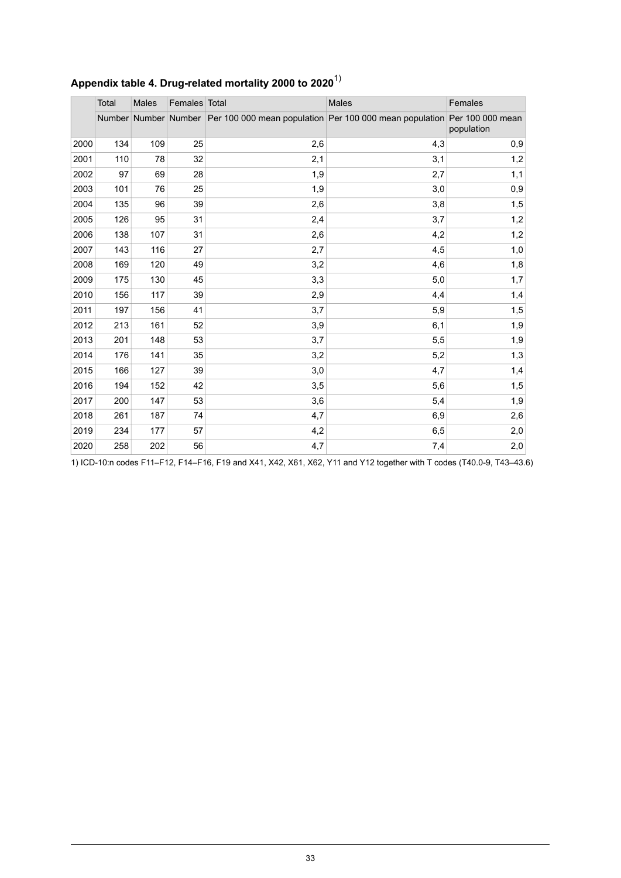## Appendix table 4. Drug-related mortality 2000 to 2020[1)]

| | Total | Males | Females | Total | Males | Females |
|---|---|---|---|---|---|---|
| | Number | Number | Number | Per 100 000 mean population | Per 100 000 mean population | Per 100 000 mean population |
| 2000 | 134 | 109 | 25 | 2,6 | 4,3 | 0,9 |
| 2001 | 110 | 78 | 32 | 2,1 | 3,1 | 1,2 |
| 2002 | 97 | 69 | 28 | 1,9 | 2,7 | 1,1 |
| 2003 | 101 | 76 | 25 | 1,9 | 3,0 | 0,9 |
| 2004 | 135 | 96 | 39 | 2,6 | 3,8 | 1,5 |
| 2005 | 126 | 95 | 31 | 2,4 | 3,7 | 1,2 |
| 2006 | 138 | 107 | 31 | 2,6 | 4,2 | 1,2 |
| 2007 | 143 | 116 | 27 | 2,7 | 4,5 | 1,0 |
| 2008 | 169 | 120 | 49 | 3,2 | 4,6 | 1,8 |
| 2009 | 175 | 130 | 45 | 3,3 | 5,0 | 1,7 |
| 2010 | 156 | 117 | 39 | 2,9 | 4,4 | 1,4 |
| 2011 | 197 | 156 | 41 | 3,7 | 5,9 | 1,5 |
| 2012 | 213 | 161 | 52 | 3,9 | 6,1 | 1,9 |
| 2013 | 201 | 148 | 53 | 3,7 | 5,5 | 1,9 |
| 2014 | 176 | 141 | 35 | 3,2 | 5,2 | 1,3 |
| 2015 | 166 | 127 | 39 | 3,0 | 4,7 | 1,4 |
| 2016 | 194 | 152 | 42 | 3,5 | 5,6 | 1,5 |
| 2017 | 200 | 147 | 53 | 3,6 | 5,4 | 1,9 |
| 2018 | 261 | 187 | 74 | 4,7 | 6,9 | 2,6 |
| 2019 | 234 | 177 | 57 | 4,2 | 6,5 | 2,0 |
| 2020 | 258 | 202 | 56 | 4,7 | 7,4 | 2,0 |

1) ICD-10:n codes F11–F12, F14–F16, F19 and X41, X42, X61, X62, Y11 and Y12 together with T codes (T40.0-9, T43–43.6)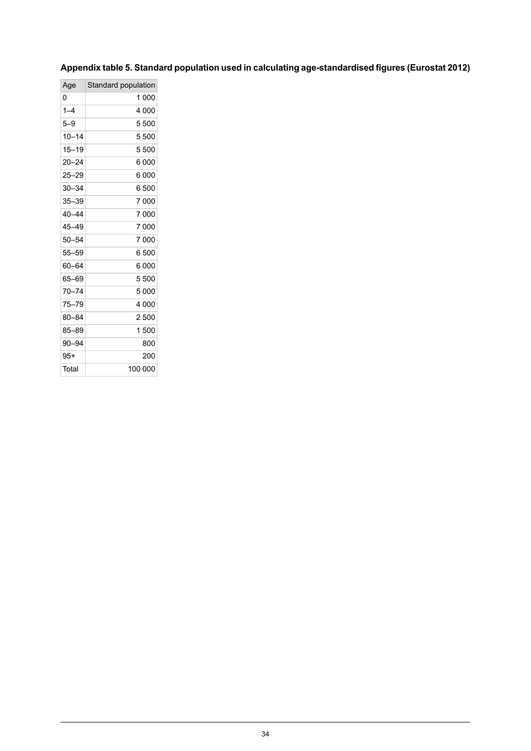**Appendix table 5. Standard population used in calculating age-standardised figures (Eurostat 2012)**

| Age | Standard population |
|---|---|
| 0 | 1 000 |
| 1–4 | 4 000 |
| 5–9 | 5 500 |
| 10–14 | 5 500 |
| 15–19 | 5 500 |
| 20–24 | 6 000 |
| 25–29 | 6 000 |
| 30–34 | 6 500 |
| 35–39 | 7 000 |
| 40–44 | 7 000 |
| 45–49 | 7 000 |
| 50–54 | 7 000 |
| 55–59 | 6 500 |
| 60–64 | 6 000 |
| 65–69 | 5 500 |
| 70–74 | 5 000 |
| 75–79 | 4 000 |
| 80–84 | 2 500 |
| 85–89 | 1 500 |
| 90–94 | 800 |
| 95+ | 200 |
| Total | 100 000 |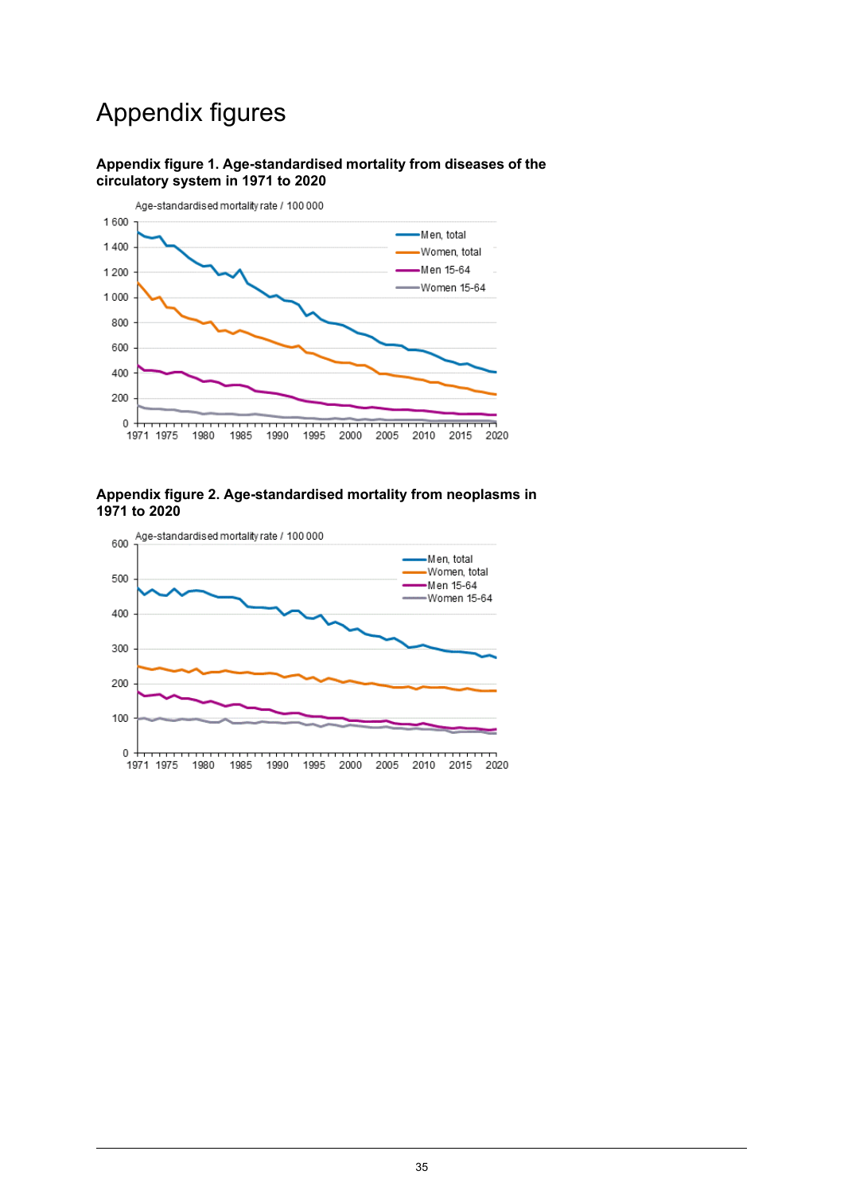# Appendix figures

**Appendix figure 1. Age-standardised mortality from diseases of the circulatory system in 1971 to 2020**

**Appendix figure 2. Age-standardised mortality from neoplasms in 1971 to 2020**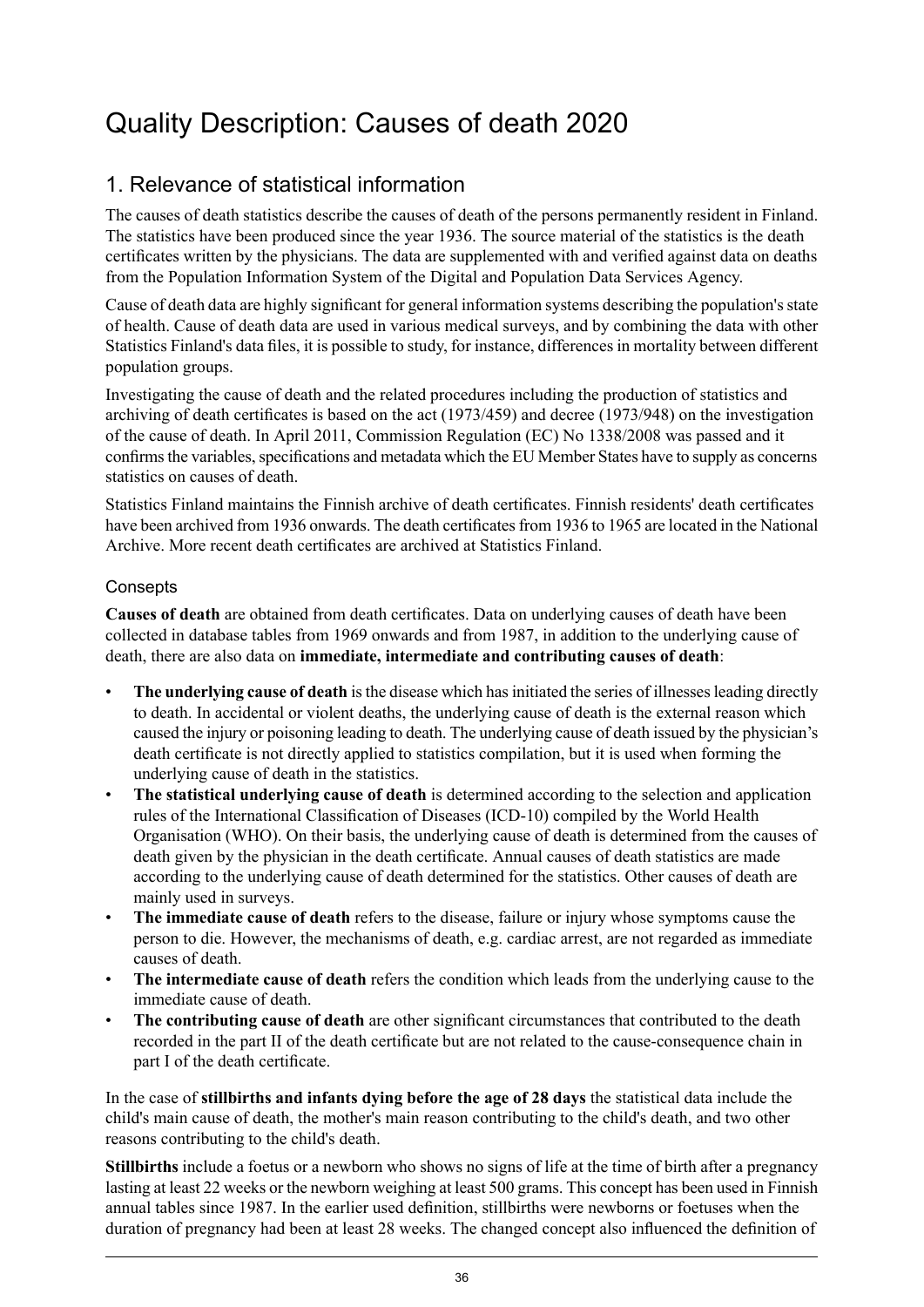# Quality Description: Causes of death 2020

## 1. Relevance of statistical information

The causes of death statistics describe the causes of death of the persons permanently resident in Finland. The statistics have been produced since the year 1936. The source material of the statistics is the death certificates written by the physicians. The data are supplemented with and verified against data on deaths from the Population Information System of the Digital and Population Data Services Agency.

Cause of death data are highly significant for general information systems describing the population's state of health. Cause of death data are used in various medical surveys, and by combining the data with other Statistics Finland's data files, it is possible to study, for instance, differences in mortality between different population groups.

Investigating the cause of death and the related procedures including the production of statistics and archiving of death certificates is based on the act (1973/459) and decree (1973/948) on the investigation of the cause of death. In April 2011, Commission Regulation (EC) No 1338/2008 was passed and it confirms the variables, specifications and metadata which the EU Member States have to supply as concerns statistics on causes of death.

Statistics Finland maintains the Finnish archive of death certificates. Finnish residents' death certificates have been archived from 1936 onwards. The death certificates from 1936 to 1965 are located in the National Archive. More recent death certificates are archived at Statistics Finland.

### Consepts

**Causes of death** are obtained from death certificates. Data on underlying causes of death have been collected in database tables from 1969 onwards and from 1987, in addition to the underlying cause of death, there are also data on **immediate, intermediate and contributing causes of death**:

- **The underlying cause of death** is the disease which has initiated the series of illnesses leading directly to death. In accidental or violent deaths, the underlying cause of death is the external reason which caused the injury or poisoning leading to death. The underlying cause of death issued by the physician's death certificate is not directly applied to statistics compilation, but it is used when forming the underlying cause of death in the statistics.
- **The statistical underlying cause of death** is determined according to the selection and application rules of the International Classification of Diseases (ICD-10) compiled by the World Health Organisation (WHO). On their basis, the underlying cause of death is determined from the causes of death given by the physician in the death certificate. Annual causes of death statistics are made according to the underlying cause of death determined for the statistics. Other causes of death are mainly used in surveys.
- **The immediate cause of death** refers to the disease, failure or injury whose symptoms cause the person to die. However, the mechanisms of death, e.g. cardiac arrest, are not regarded as immediate causes of death.
- **The intermediate cause of death** refers the condition which leads from the underlying cause to the immediate cause of death.
- **The contributing cause of death** are other significant circumstances that contributed to the death recorded in the part II of the death certificate but are not related to the cause-consequence chain in part I of the death certificate.

In the case of **stillbirths and infants dying before the age of 28 days** the statistical data include the child's main cause of death, the mother's main reason contributing to the child's death, and two other reasons contributing to the child's death.

**Stillbirths** include a foetus or a newborn who shows no signs of life at the time of birth after a pregnancy lasting at least 22 weeks or the newborn weighing at least 500 grams. This concept has been used in Finnish annual tables since 1987. In the earlier used definition, stillbirths were newborns or foetuses when the duration of pregnancy had been at least 28 weeks. The changed concept also influenced the definition of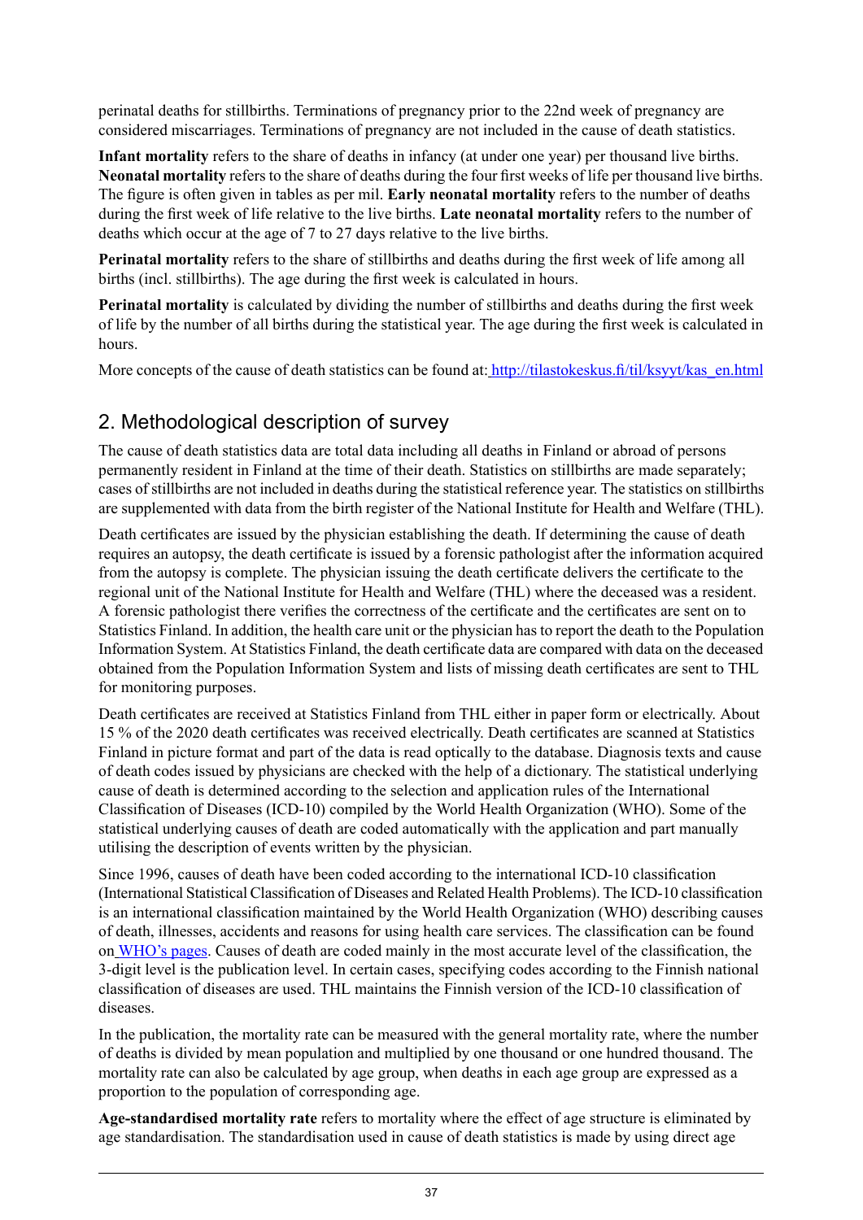perinatal deaths for stillbirths. Terminations of pregnancy prior to the 22nd week of pregnancy are considered miscarriages. Terminations of pregnancy are not included in the cause of death statistics.

**Infant mortality** refers to the share of deaths in infancy (at under one year) per thousand live births. **Neonatal mortality** refers to the share of deaths during the four first weeks of life per thousand live births. The figure is often given in tables as per mil. **Early neonatal mortality** refers to the number of deaths during the first week of life relative to the live births. **Late neonatal mortality** refers to the number of deaths which occur at the age of 7 to 27 days relative to the live births.

**Perinatal mortality** refers to the share of stillbirths and deaths during the first week of life among all births (incl. stillbirths). The age during the first week is calculated in hours.

**Perinatal mortality** is calculated by dividing the number of stillbirths and deaths during the first week of life by the number of all births during the statistical year. The age during the first week is calculated in hours.

More concepts of the cause of death statistics can be found at: http://tilastokeskus.fi/til/ksyyt/kas_en.html

## 2. Methodological description of survey

The cause of death statistics data are total data including all deaths in Finland or abroad of persons permanently resident in Finland at the time of their death. Statistics on stillbirths are made separately; cases of stillbirths are not included in deaths during the statistical reference year. The statistics on stillbirths are supplemented with data from the birth register of the National Institute for Health and Welfare (THL).

Death certificates are issued by the physician establishing the death. If determining the cause of death requires an autopsy, the death certificate is issued by a forensic pathologist after the information acquired from the autopsy is complete. The physician issuing the death certificate delivers the certificate to the regional unit of the National Institute for Health and Welfare (THL) where the deceased was a resident. A forensic pathologist there verifies the correctness of the certificate and the certificates are sent on to Statistics Finland. In addition, the health care unit or the physician has to report the death to the Population Information System. At Statistics Finland, the death certificate data are compared with data on the deceased obtained from the Population Information System and lists of missing death certificates are sent to THL for monitoring purposes.

Death certificates are received at Statistics Finland from THL either in paper form or electrically. About 15 % of the 2020 death certificates was received electrically. Death certificates are scanned at Statistics Finland in picture format and part of the data is read optically to the database. Diagnosis texts and cause of death codes issued by physicians are checked with the help of a dictionary. The statistical underlying cause of death is determined according to the selection and application rules of the International Classification of Diseases (ICD-10) compiled by the World Health Organization (WHO). Some of the statistical underlying causes of death are coded automatically with the application and part manually utilising the description of events written by the physician.

Since 1996, causes of death have been coded according to the international ICD-10 classification (International Statistical Classification of Diseases and Related Health Problems). The ICD-10 classification is an international classification maintained by the World Health Organization (WHO) describing causes of death, illnesses, accidents and reasons for using health care services. The classification can be found on WHO's pages. Causes of death are coded mainly in the most accurate level of the classification, the 3-digit level is the publication level. In certain cases, specifying codes according to the Finnish national classification of diseases are used. THL maintains the Finnish version of the ICD-10 classification of diseases.

In the publication, the mortality rate can be measured with the general mortality rate, where the number of deaths is divided by mean population and multiplied by one thousand or one hundred thousand. The mortality rate can also be calculated by age group, when deaths in each age group are expressed as a proportion to the population of corresponding age.

**Age-standardised mortality rate** refers to mortality where the effect of age structure is eliminated by age standardisation. The standardisation used in cause of death statistics is made by using direct age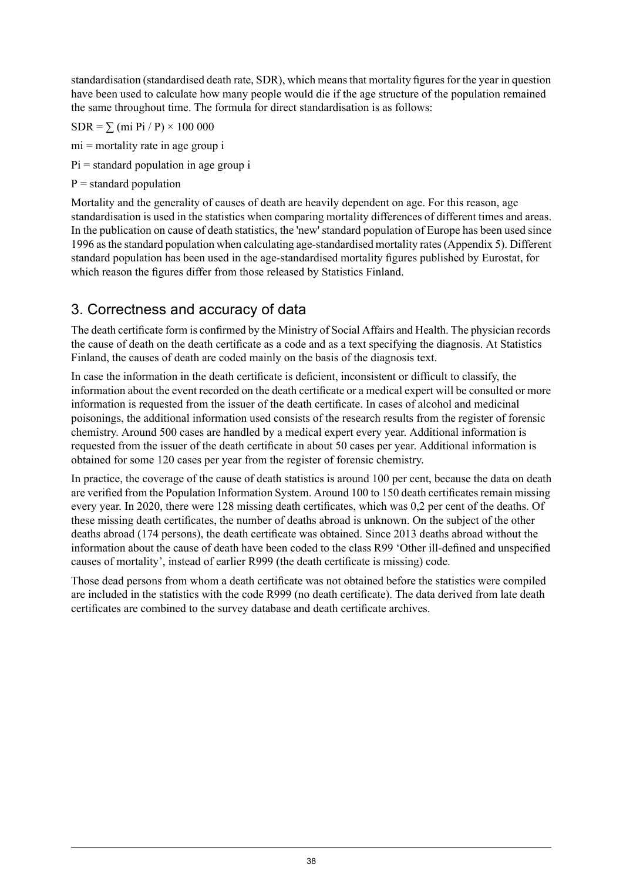standardisation (standardised death rate, SDR), which means that mortality figures for the year in question have been used to calculate how many people would die if the age structure of the population remained the same throughout time. The formula for direct standardisation is as follows:

$$SDR = \sum (m_i P_i / P) \times 100\,000$$

$m_i$ = mortality rate in age group i

$P_i$ = standard population in age group i

$P$ = standard population

Mortality and the generality of causes of death are heavily dependent on age. For this reason, age standardisation is used in the statistics when comparing mortality differences of different times and areas. In the publication on cause of death statistics, the 'new' standard population of Europe has been used since 1996 as the standard population when calculating age-standardised mortality rates (Appendix 5). Different standard population has been used in the age-standardised mortality figures published by Eurostat, for which reason the figures differ from those released by Statistics Finland.

## 3. Correctness and accuracy of data

The death certificate form is confirmed by the Ministry of Social Affairs and Health. The physician records the cause of death on the death certificate as a code and as a text specifying the diagnosis. At Statistics Finland, the causes of death are coded mainly on the basis of the diagnosis text.

In case the information in the death certificate is deficient, inconsistent or difficult to classify, the information about the event recorded on the death certificate or a medical expert will be consulted or more information is requested from the issuer of the death certificate. In cases of alcohol and medicinal poisonings, the additional information used consists of the research results from the register of forensic chemistry. Around 500 cases are handled by a medical expert every year. Additional information is requested from the issuer of the death certificate in about 50 cases per year. Additional information is obtained for some 120 cases per year from the register of forensic chemistry.

In practice, the coverage of the cause of death statistics is around 100 per cent, because the data on death are verified from the Population Information System. Around 100 to 150 death certificates remain missing every year. In 2020, there were 128 missing death certificates, which was 0,2 per cent of the deaths. Of these missing death certificates, the number of deaths abroad is unknown. On the subject of the other deaths abroad (174 persons), the death certificate was obtained. Since 2013 deaths abroad without the information about the cause of death have been coded to the class R99 'Other ill-defined and unspecified causes of mortality', instead of earlier R999 (the death certificate is missing) code.

Those dead persons from whom a death certificate was not obtained before the statistics were compiled are included in the statistics with the code R999 (no death certificate). The data derived from late death certificates are combined to the survey database and death certificate archives.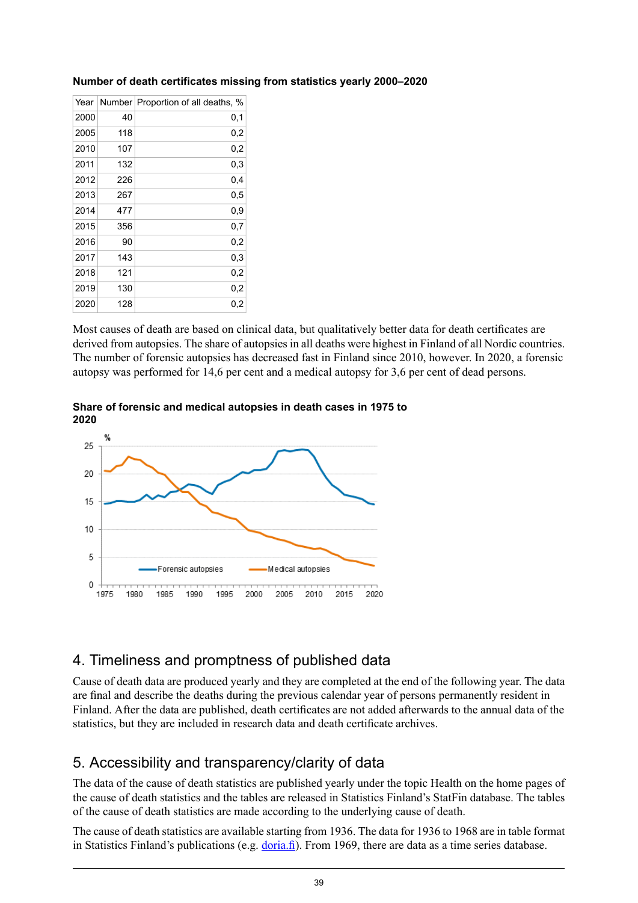**Number of death certificates missing from statistics yearly 2000–2020**

| Year | Number | Proportion of all deaths, % |
|---|---|---|
| 2000 | 40 | 0,1 |
| 2005 | 118 | 0,2 |
| 2010 | 107 | 0,2 |
| 2011 | 132 | 0,3 |
| 2012 | 226 | 0,4 |
| 2013 | 267 | 0,5 |
| 2014 | 477 | 0,9 |
| 2015 | 356 | 0,7 |
| 2016 | 90 | 0,2 |
| 2017 | 143 | 0,3 |
| 2018 | 121 | 0,2 |
| 2019 | 130 | 0,2 |
| 2020 | 128 | 0,2 |

Most causes of death are based on clinical data, but qualitatively better data for death certificates are derived from autopsies. The share of autopsies in all deaths were highest in Finland of all Nordic countries. The number of forensic autopsies has decreased fast in Finland since 2010, however. In 2020, a forensic autopsy was performed for 14,6 per cent and a medical autopsy for 3,6 per cent of dead persons.

**Share of forensic and medical autopsies in death cases in 1975 to 2020**

## 4. Timeliness and promptness of published data

Cause of death data are produced yearly and they are completed at the end of the following year. The data are final and describe the deaths during the previous calendar year of persons permanently resident in Finland. After the data are published, death certificates are not added afterwards to the annual data of the statistics, but they are included in research data and death certificate archives.

## 5. Accessibility and transparency/clarity of data

The data of the cause of death statistics are published yearly under the topic Health on the home pages of the cause of death statistics and the tables are released in Statistics Finland's StatFin database. The tables of the cause of death statistics are made according to the underlying cause of death.

The cause of death statistics are available starting from 1936. The data for 1936 to 1968 are in table format in Statistics Finland's publications (e.g. doria.fi). From 1969, there are data as a time series database.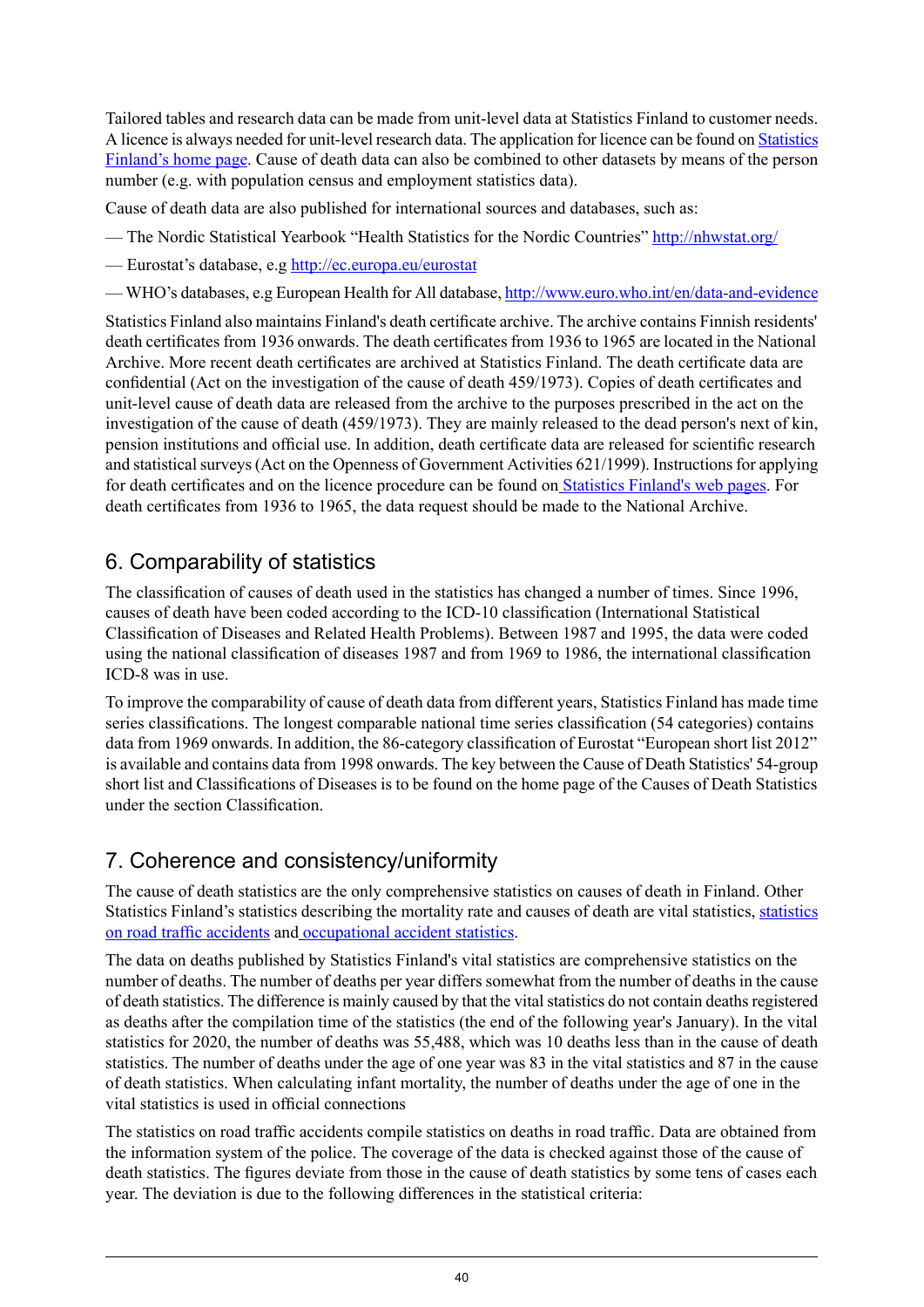Tailored tables and research data can be made from unit-level data at Statistics Finland to customer needs. A licence is always needed for unit-level research data. The application for licence can be found on [Statistics Finland's home page](). Cause of death data can also be combined to other datasets by means of the person number (e.g. with population census and employment statistics data).

Cause of death data are also published for international sources and databases, such as:

— The Nordic Statistical Yearbook "Health Statistics for the Nordic Countries" http://nhwstat.org/

— Eurostat's database, e.g http://ec.europa.eu/eurostat

— WHO's databases, e.g European Health for All database, http://www.euro.who.int/en/data-and-evidence

Statistics Finland also maintains Finland's death certificate archive. The archive contains Finnish residents' death certificates from 1936 onwards. The death certificates from 1936 to 1965 are located in the National Archive. More recent death certificates are archived at Statistics Finland. The death certificate data are confidential (Act on the investigation of the cause of death 459/1973). Copies of death certificates and unit-level cause of death data are released from the archive to the purposes prescribed in the act on the investigation of the cause of death (459/1973). They are mainly released to the dead person's next of kin, pension institutions and official use. In addition, death certificate data are released for scientific research and statistical surveys (Act on the Openness of Government Activities 621/1999). Instructions for applying for death certificates and on the licence procedure can be found on Statistics Finland's web pages. For death certificates from 1936 to 1965, the data request should be made to the National Archive.

## 6. Comparability of statistics

The classification of causes of death used in the statistics has changed a number of times. Since 1996, causes of death have been coded according to the ICD-10 classification (International Statistical Classification of Diseases and Related Health Problems). Between 1987 and 1995, the data were coded using the national classification of diseases 1987 and from 1969 to 1986, the international classification ICD-8 was in use.

To improve the comparability of cause of death data from different years, Statistics Finland has made time series classifications. The longest comparable national time series classification (54 categories) contains data from 1969 onwards. In addition, the 86-category classification of Eurostat "European short list 2012" is available and contains data from 1998 onwards. The key between the Cause of Death Statistics' 54-group short list and Classifications of Diseases is to be found on the home page of the Causes of Death Statistics under the section Classification.

## 7. Coherence and consistency/uniformity

The cause of death statistics are the only comprehensive statistics on causes of death in Finland. Other Statistics Finland's statistics describing the mortality rate and causes of death are vital statistics, statistics on road traffic accidents and occupational accident statistics.

The data on deaths published by Statistics Finland's vital statistics are comprehensive statistics on the number of deaths. The number of deaths per year differs somewhat from the number of deaths in the cause of death statistics. The difference is mainly caused by that the vital statistics do not contain deaths registered as deaths after the compilation time of the statistics (the end of the following year's January). In the vital statistics for 2020, the number of deaths was 55,488, which was 10 deaths less than in the cause of death statistics. The number of deaths under the age of one year was 83 in the vital statistics and 87 in the cause of death statistics. When calculating infant mortality, the number of deaths under the age of one in the vital statistics is used in official connections

The statistics on road traffic accidents compile statistics on deaths in road traffic. Data are obtained from the information system of the police. The coverage of the data is checked against those of the cause of death statistics. The figures deviate from those in the cause of death statistics by some tens of cases each year. The deviation is due to the following differences in the statistical criteria: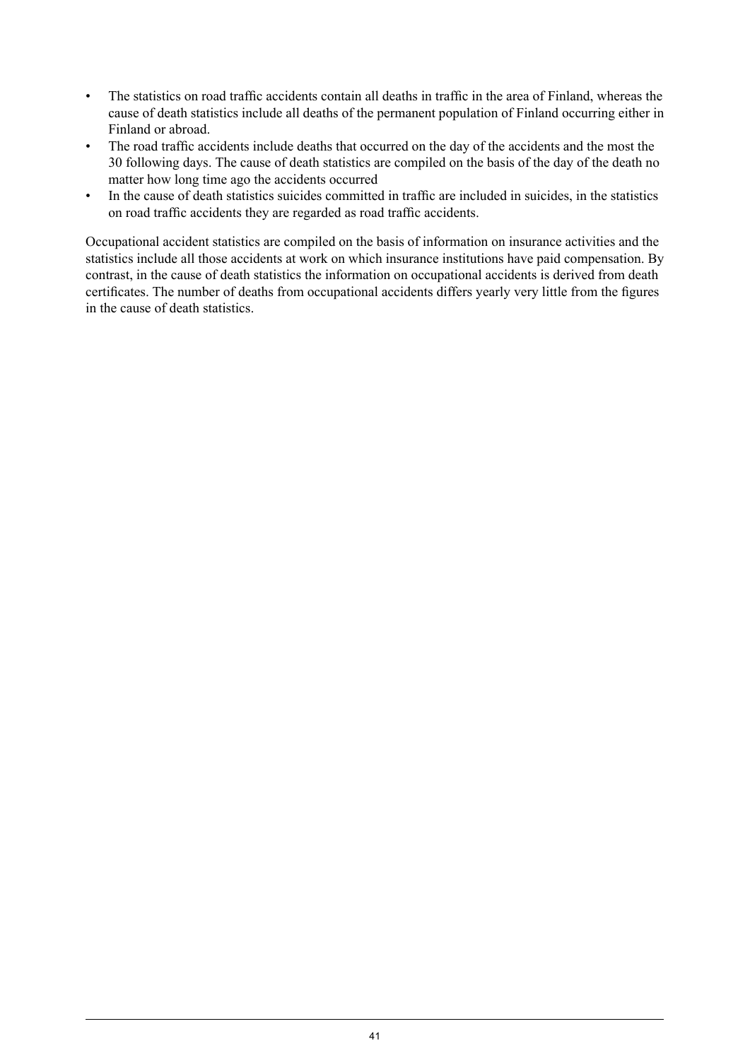- The statistics on road traffic accidents contain all deaths in traffic in the area of Finland, whereas the cause of death statistics include all deaths of the permanent population of Finland occurring either in Finland or abroad.
- The road traffic accidents include deaths that occurred on the day of the accidents and the most the 30 following days. The cause of death statistics are compiled on the basis of the day of the death no matter how long time ago the accidents occurred
- In the cause of death statistics suicides committed in traffic are included in suicides, in the statistics on road traffic accidents they are regarded as road traffic accidents.

Occupational accident statistics are compiled on the basis of information on insurance activities and the statistics include all those accidents at work on which insurance institutions have paid compensation. By contrast, in the cause of death statistics the information on occupational accidents is derived from death certificates. The number of deaths from occupational accidents differs yearly very little from the figures in the cause of death statistics.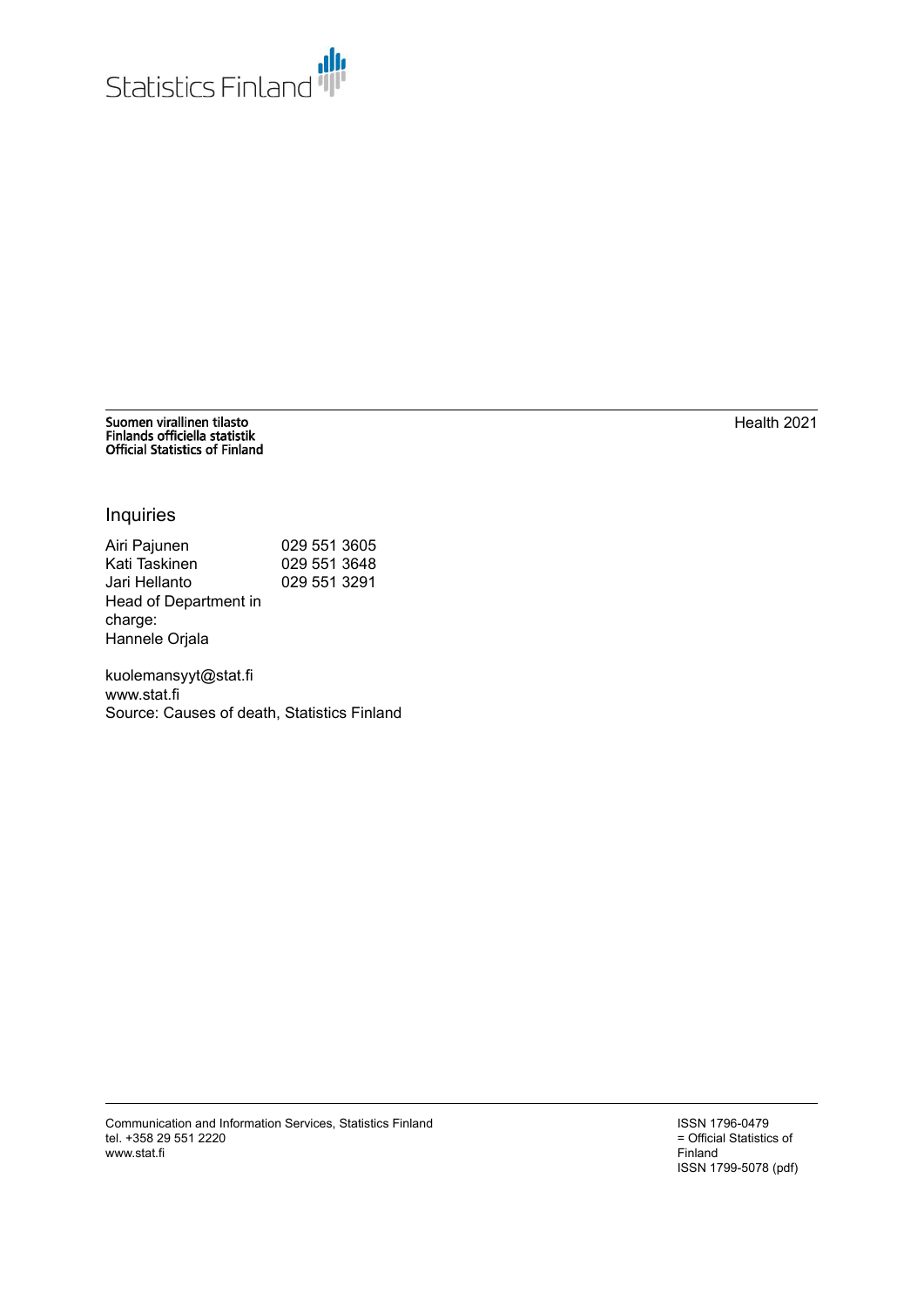Statistics Finland

Suomen virallinen tilasto
Finlands officiella statistik
Official Statistics of Finland

Health 2021

## Inquiries

| | |
|---|---|
| Airi Pajunen | 029 551 3605 |
| Kati Taskinen | 029 551 3648 |
| Jari Hellanto | 029 551 3291 |
| Head of Department in charge: Hannele Orjala | |

kuolemansyyt@stat.fi
www.stat.fi
Source: Causes of death, Statistics Finland

Communication and Information Services, Statistics Finland
tel. +358 29 551 2220
www.stat.fi

ISSN 1796-0479
= Official Statistics of Finland
ISSN 1799-5078 (pdf)